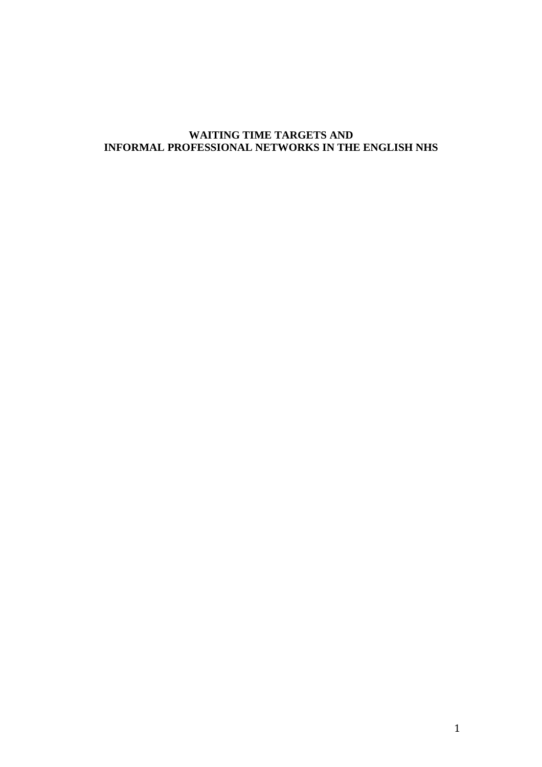# WAITING TIME TARGETS AND INFORMAL PROFESSIONAL NETWORKS IN THE ENGLISH NHS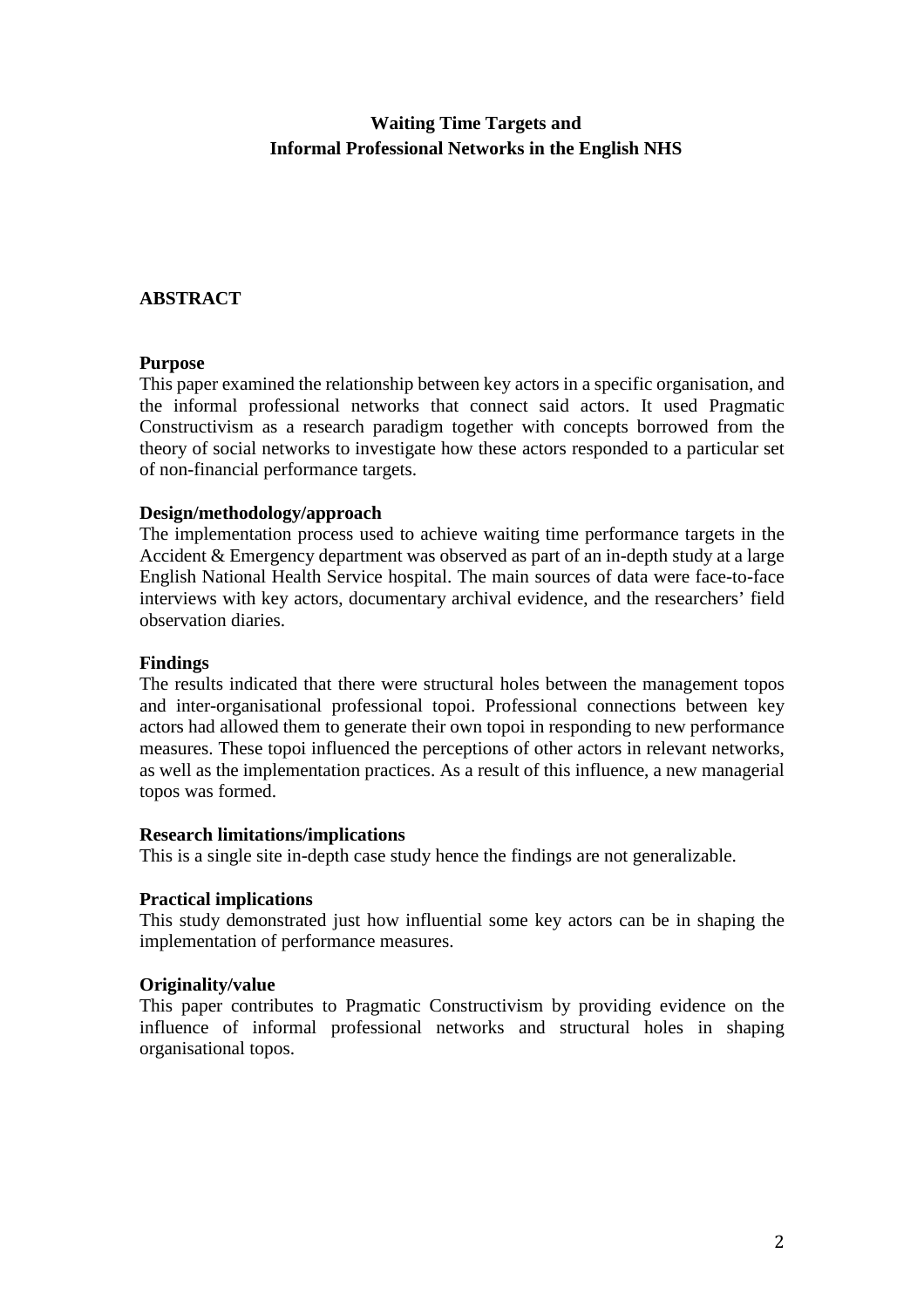# Waiting Time Targets and Informal Professional Networks in the English NHS

## ABSTRACT

### Purpose

This paper examined the relationship between key actors in a specific organisation, and the informal professional networks that connect said actors. It used Pragmatic Constructivism as a research paradigm together with concepts borrowed from the theory of social networks to investigate how these actors responded to a particular set of non-financial performance targets.

### Design/methodology/approach

The implementation process used to achieve waiting time performance targets in the Accident & Emergency department was observed as part of an in-depth study at a large English National Health Service hospital. The main sources of data were face-to-face interviews with key actors, documentary archival evidence, and the researchers' field observation diaries.

### Findings

The results indicated that there were structural holes between the management topos and inter-organisational professional topoi. Professional connections between key actors had allowed them to generate their own topoi in responding to new performance measures. These topoi influenced the perceptions of other actors in relevant networks, as well as the implementation practices. As a result of this influence, a new managerial topos was formed.

### Research limitations/implications

This is a single site in-depth case study hence the findings are not generalizable.

### Practical implications

This study demonstrated just how influential some key actors can be in shaping the implementation of performance measures.

### Originality/value

This paper contributes to Pragmatic Constructivism by providing evidence on the influence of informal professional networks and structural holes in shaping organisational topos.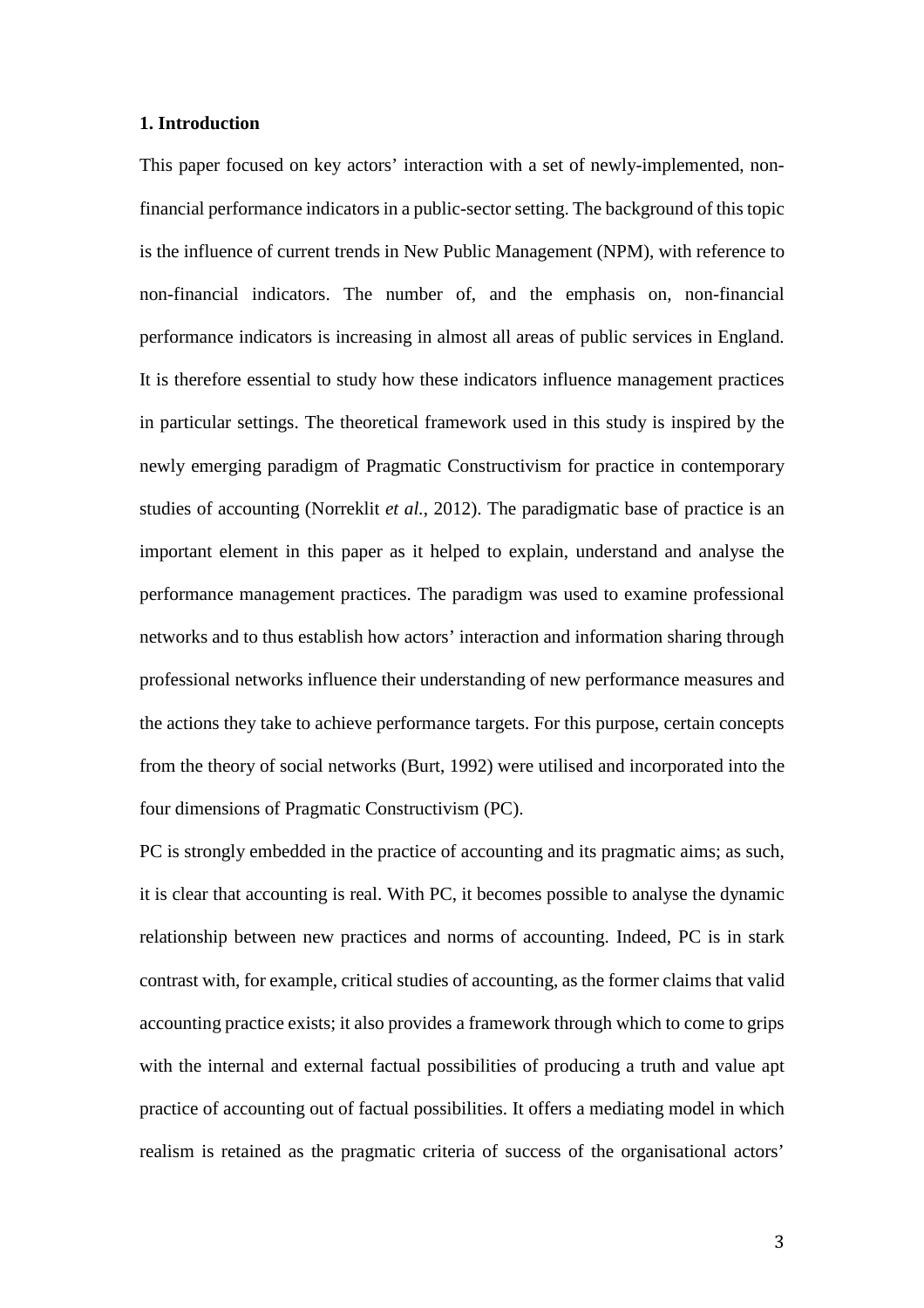## 1. Introduction

This paper focused on key actors' interaction with a set of newly-implemented, non-financial performance indicators in a public-sector setting. The background of this topic is the influence of current trends in New Public Management (NPM), with reference to non-financial indicators. The number of, and the emphasis on, non-financial performance indicators is increasing in almost all areas of public services in England. It is therefore essential to study how these indicators influence management practices in particular settings. The theoretical framework used in this study is inspired by the newly emerging paradigm of Pragmatic Constructivism for practice in contemporary studies of accounting (Norreklit *et al.*, 2012). The paradigmatic base of practice is an important element in this paper as it helped to explain, understand and analyse the performance management practices. The paradigm was used to examine professional networks and to thus establish how actors' interaction and information sharing through professional networks influence their understanding of new performance measures and the actions they take to achieve performance targets. For this purpose, certain concepts from the theory of social networks (Burt, 1992) were utilised and incorporated into the four dimensions of Pragmatic Constructivism (PC).

PC is strongly embedded in the practice of accounting and its pragmatic aims; as such, it is clear that accounting is real. With PC, it becomes possible to analyse the dynamic relationship between new practices and norms of accounting. Indeed, PC is in stark contrast with, for example, critical studies of accounting, as the former claims that valid accounting practice exists; it also provides a framework through which to come to grips with the internal and external factual possibilities of producing a truth and value apt practice of accounting out of factual possibilities. It offers a mediating model in which realism is retained as the pragmatic criteria of success of the organisational actors'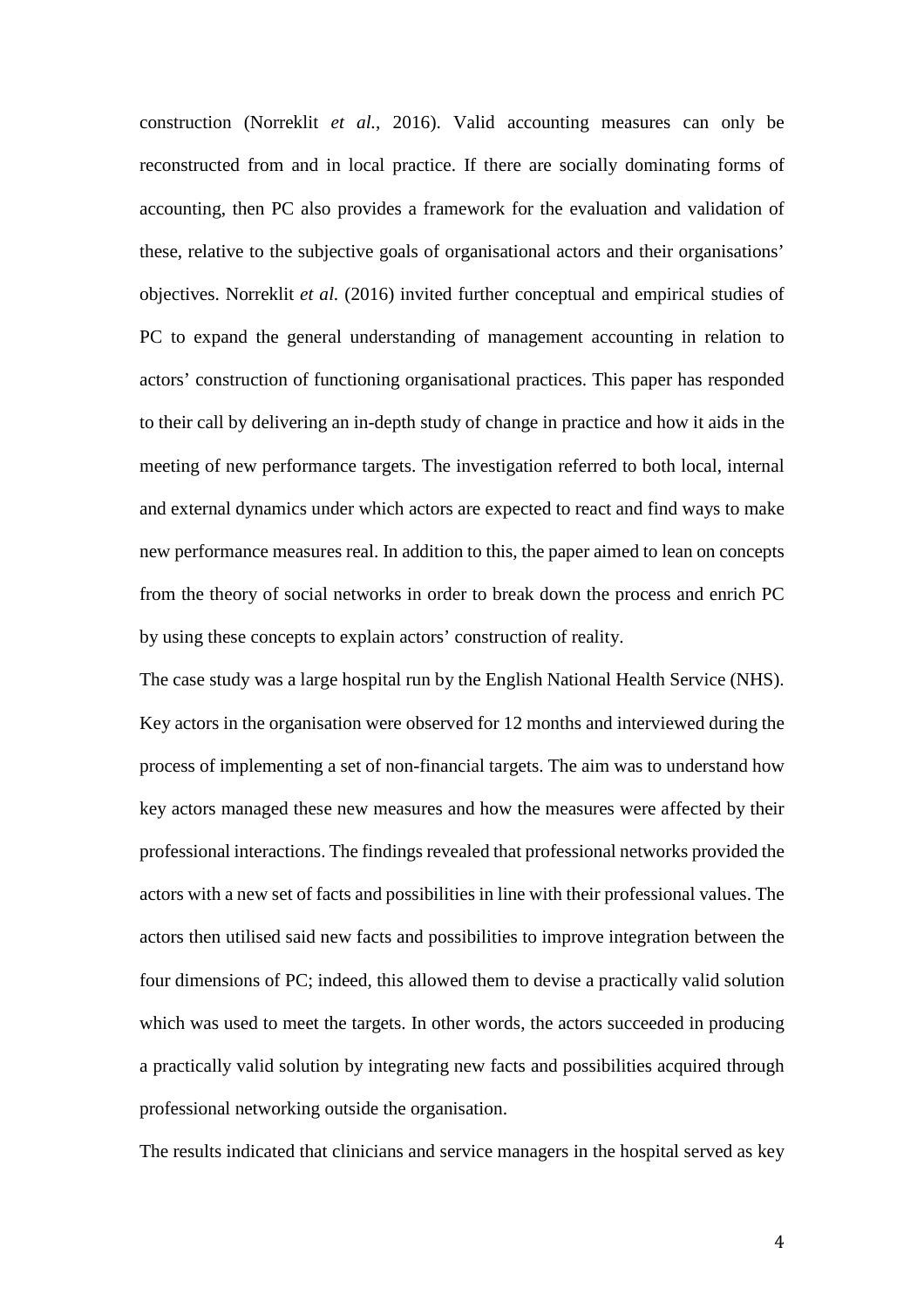construction (Norreklit *et al.*, 2016). Valid accounting measures can only be reconstructed from and in local practice. If there are socially dominating forms of accounting, then PC also provides a framework for the evaluation and validation of these, relative to the subjective goals of organisational actors and their organisations' objectives. Norreklit *et al.* (2016) invited further conceptual and empirical studies of PC to expand the general understanding of management accounting in relation to actors' construction of functioning organisational practices. This paper has responded to their call by delivering an in-depth study of change in practice and how it aids in the meeting of new performance targets. The investigation referred to both local, internal and external dynamics under which actors are expected to react and find ways to make new performance measures real. In addition to this, the paper aimed to lean on concepts from the theory of social networks in order to break down the process and enrich PC by using these concepts to explain actors' construction of reality.

The case study was a large hospital run by the English National Health Service (NHS). Key actors in the organisation were observed for 12 months and interviewed during the process of implementing a set of non-financial targets. The aim was to understand how key actors managed these new measures and how the measures were affected by their professional interactions. The findings revealed that professional networks provided the actors with a new set of facts and possibilities in line with their professional values. The actors then utilised said new facts and possibilities to improve integration between the four dimensions of PC; indeed, this allowed them to devise a practically valid solution which was used to meet the targets. In other words, the actors succeeded in producing a practically valid solution by integrating new facts and possibilities acquired through professional networking outside the organisation.

The results indicated that clinicians and service managers in the hospital served as key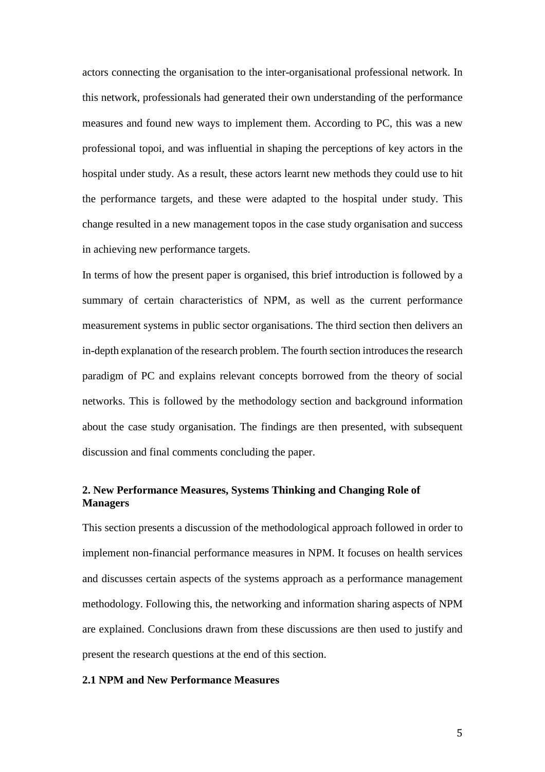actors connecting the organisation to the inter-organisational professional network. In this network, professionals had generated their own understanding of the performance measures and found new ways to implement them. According to PC, this was a new professional topoi, and was influential in shaping the perceptions of key actors in the hospital under study. As a result, these actors learnt new methods they could use to hit the performance targets, and these were adapted to the hospital under study. This change resulted in a new management topos in the case study organisation and success in achieving new performance targets.

In terms of how the present paper is organised, this brief introduction is followed by a summary of certain characteristics of NPM, as well as the current performance measurement systems in public sector organisations. The third section then delivers an in-depth explanation of the research problem. The fourth section introduces the research paradigm of PC and explains relevant concepts borrowed from the theory of social networks. This is followed by the methodology section and background information about the case study organisation. The findings are then presented, with subsequent discussion and final comments concluding the paper.

## 2. New Performance Measures, Systems Thinking and Changing Role of Managers

This section presents a discussion of the methodological approach followed in order to implement non-financial performance measures in NPM. It focuses on health services and discusses certain aspects of the systems approach as a performance management methodology. Following this, the networking and information sharing aspects of NPM are explained. Conclusions drawn from these discussions are then used to justify and present the research questions at the end of this section.

### 2.1 NPM and New Performance Measures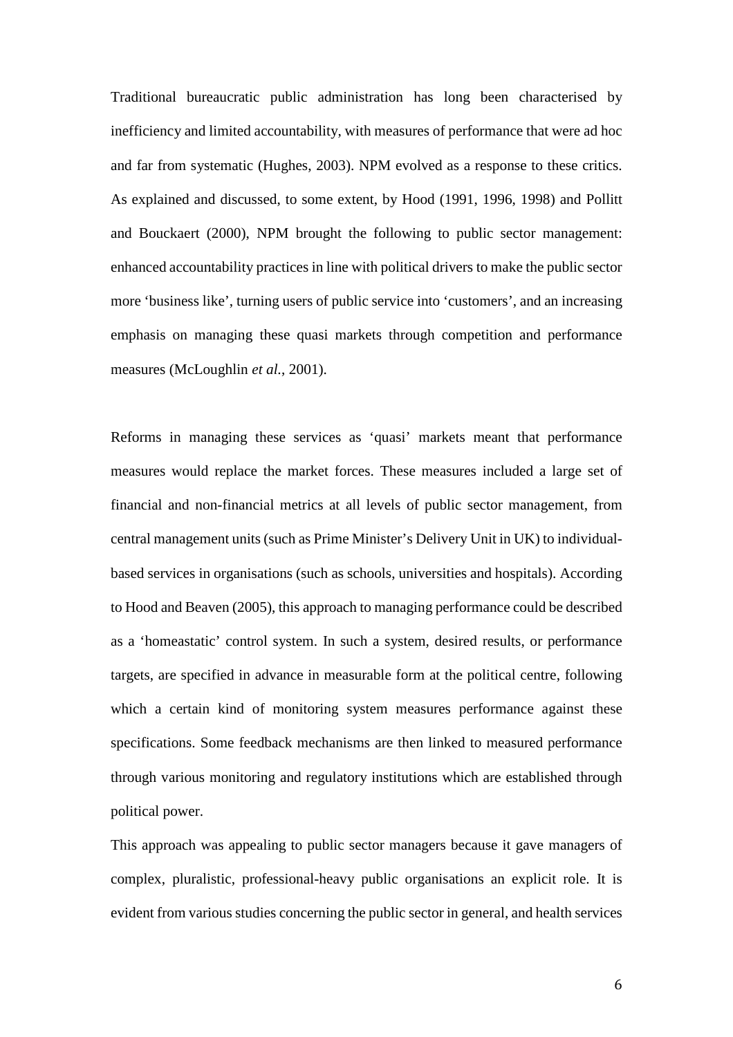Traditional bureaucratic public administration has long been characterised by inefficiency and limited accountability, with measures of performance that were ad hoc and far from systematic (Hughes, 2003). NPM evolved as a response to these critics. As explained and discussed, to some extent, by Hood (1991, 1996, 1998) and Pollitt and Bouckaert (2000), NPM brought the following to public sector management: enhanced accountability practices in line with political drivers to make the public sector more 'business like', turning users of public service into 'customers', and an increasing emphasis on managing these quasi markets through competition and performance measures (McLoughlin *et al.*, 2001).

Reforms in managing these services as 'quasi' markets meant that performance measures would replace the market forces. These measures included a large set of financial and non-financial metrics at all levels of public sector management, from central management units (such as Prime Minister's Delivery Unit in UK) to individual-based services in organisations (such as schools, universities and hospitals). According to Hood and Beaven (2005), this approach to managing performance could be described as a 'homeastatic' control system. In such a system, desired results, or performance targets, are specified in advance in measurable form at the political centre, following which a certain kind of monitoring system measures performance against these specifications. Some feedback mechanisms are then linked to measured performance through various monitoring and regulatory institutions which are established through political power.

This approach was appealing to public sector managers because it gave managers of complex, pluralistic, professional-heavy public organisations an explicit role. It is evident from various studies concerning the public sector in general, and health services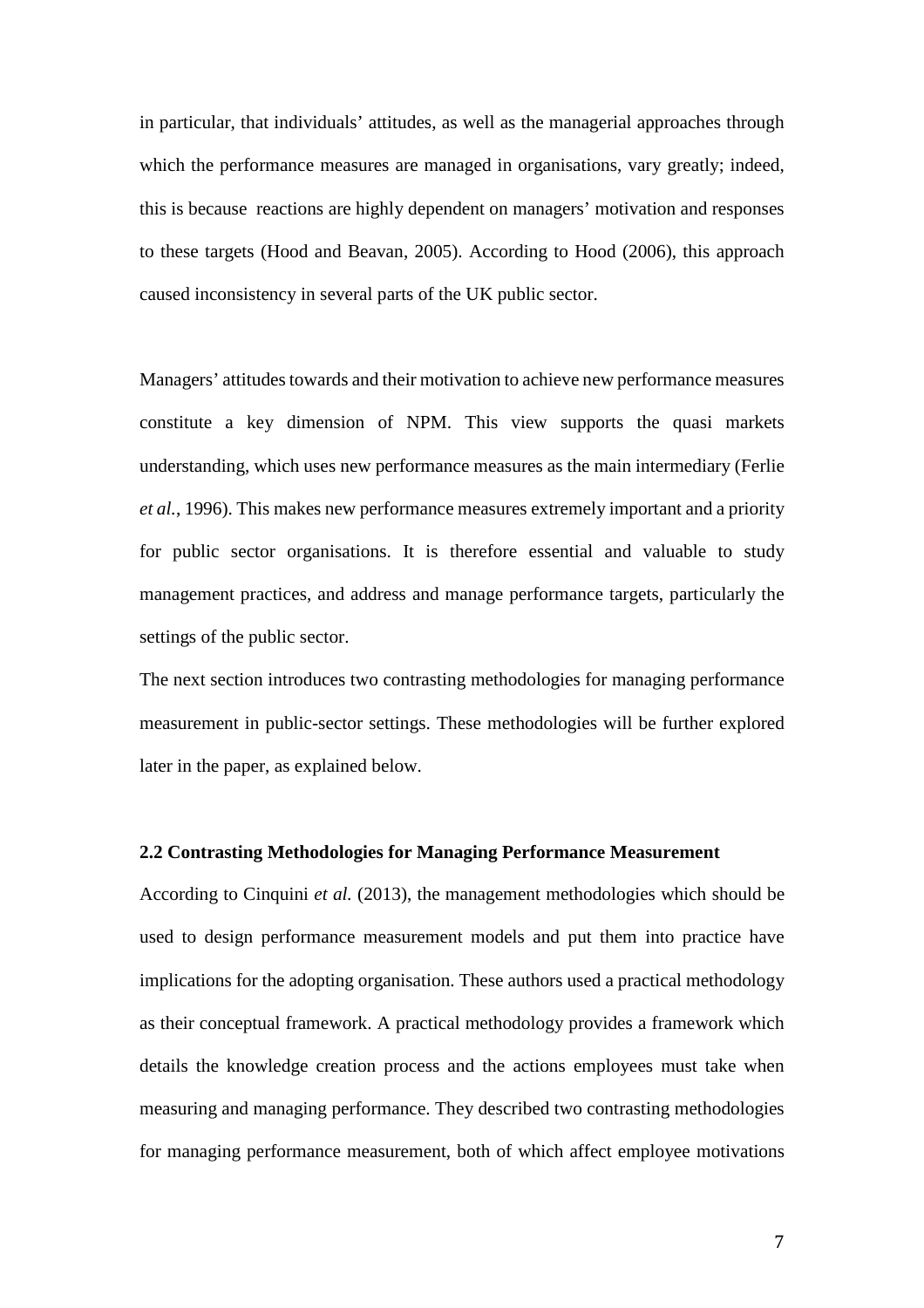in particular, that individuals' attitudes, as well as the managerial approaches through which the performance measures are managed in organisations, vary greatly; indeed, this is because reactions are highly dependent on managers' motivation and responses to these targets (Hood and Beavan, 2005). According to Hood (2006), this approach caused inconsistency in several parts of the UK public sector.

Managers' attitudes towards and their motivation to achieve new performance measures constitute a key dimension of NPM. This view supports the quasi markets understanding, which uses new performance measures as the main intermediary (Ferlie *et al.*, 1996). This makes new performance measures extremely important and a priority for public sector organisations. It is therefore essential and valuable to study management practices, and address and manage performance targets, particularly the settings of the public sector.

The next section introduces two contrasting methodologies for managing performance measurement in public-sector settings. These methodologies will be further explored later in the paper, as explained below.

### 2.2 Contrasting Methodologies for Managing Performance Measurement

According to Cinquini *et al.* (2013), the management methodologies which should be used to design performance measurement models and put them into practice have implications for the adopting organisation. These authors used a practical methodology as their conceptual framework. A practical methodology provides a framework which details the knowledge creation process and the actions employees must take when measuring and managing performance. They described two contrasting methodologies for managing performance measurement, both of which affect employee motivations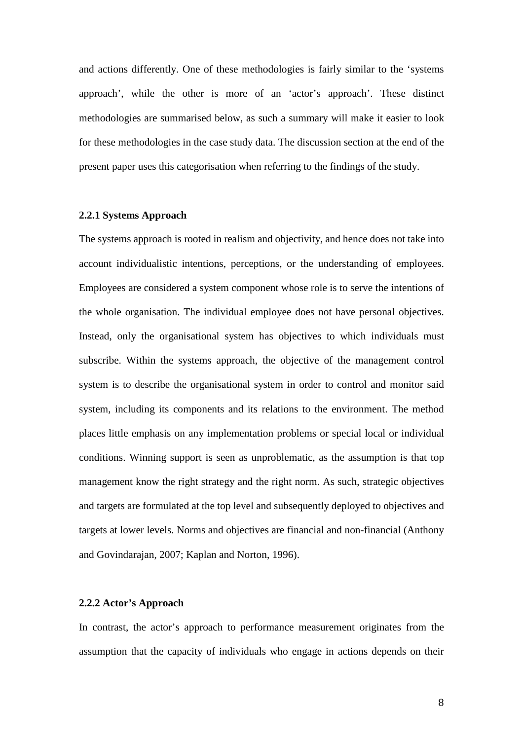and actions differently. One of these methodologies is fairly similar to the 'systems approach', while the other is more of an 'actor's approach'. These distinct methodologies are summarised below, as such a summary will make it easier to look for these methodologies in the case study data. The discussion section at the end of the present paper uses this categorisation when referring to the findings of the study.

### 2.2.1 Systems Approach

The systems approach is rooted in realism and objectivity, and hence does not take into account individualistic intentions, perceptions, or the understanding of employees. Employees are considered a system component whose role is to serve the intentions of the whole organisation. The individual employee does not have personal objectives. Instead, only the organisational system has objectives to which individuals must subscribe. Within the systems approach, the objective of the management control system is to describe the organisational system in order to control and monitor said system, including its components and its relations to the environment. The method places little emphasis on any implementation problems or special local or individual conditions. Winning support is seen as unproblematic, as the assumption is that top management know the right strategy and the right norm. As such, strategic objectives and targets are formulated at the top level and subsequently deployed to objectives and targets at lower levels. Norms and objectives are financial and non-financial (Anthony and Govindarajan, 2007; Kaplan and Norton, 1996).

### 2.2.2 Actor's Approach

In contrast, the actor's approach to performance measurement originates from the assumption that the capacity of individuals who engage in actions depends on their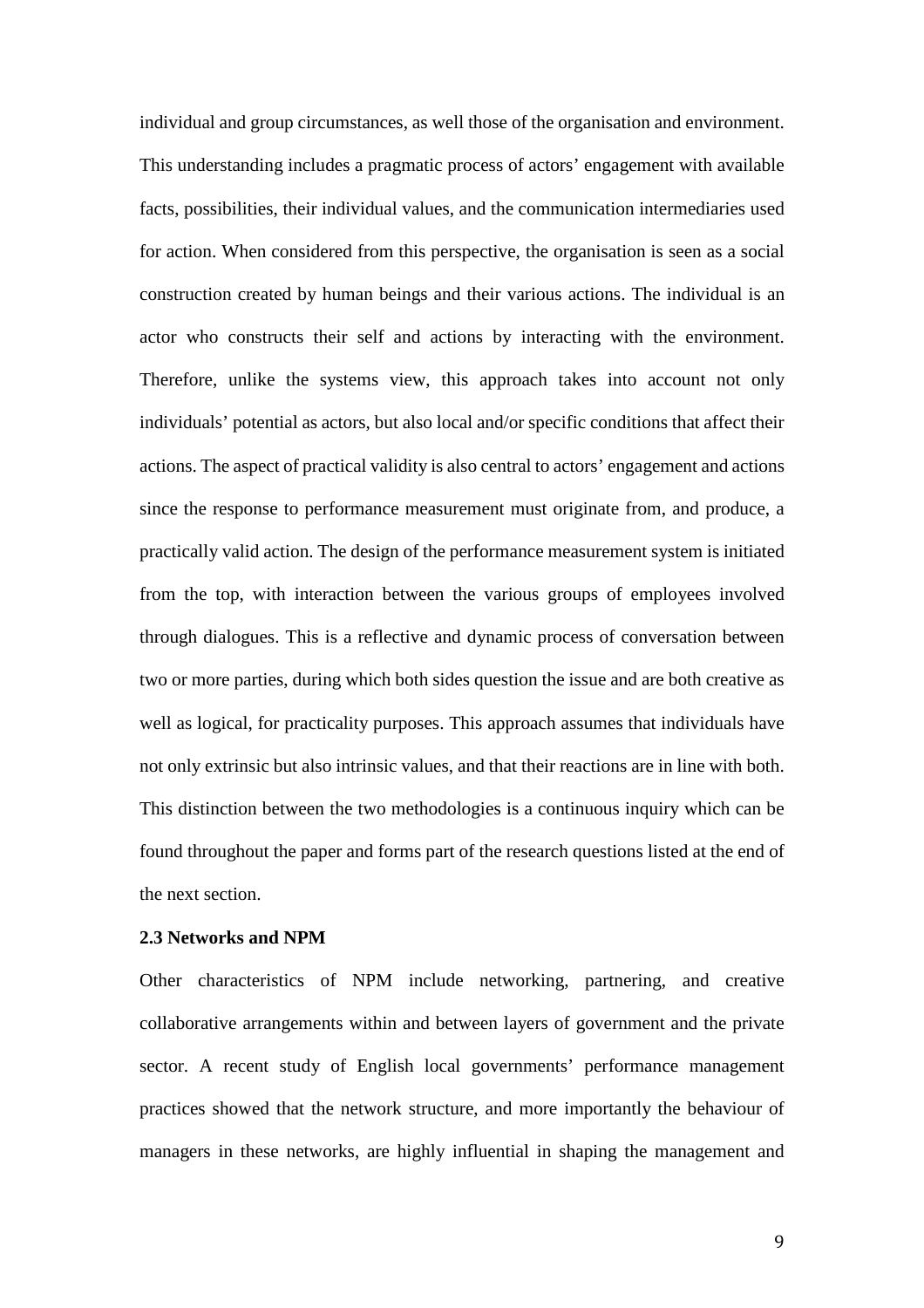individual and group circumstances, as well those of the organisation and environment. This understanding includes a pragmatic process of actors' engagement with available facts, possibilities, their individual values, and the communication intermediaries used for action. When considered from this perspective, the organisation is seen as a social construction created by human beings and their various actions. The individual is an actor who constructs their self and actions by interacting with the environment. Therefore, unlike the systems view, this approach takes into account not only individuals' potential as actors, but also local and/or specific conditions that affect their actions. The aspect of practical validity is also central to actors' engagement and actions since the response to performance measurement must originate from, and produce, a practically valid action. The design of the performance measurement system is initiated from the top, with interaction between the various groups of employees involved through dialogues. This is a reflective and dynamic process of conversation between two or more parties, during which both sides question the issue and are both creative as well as logical, for practicality purposes. This approach assumes that individuals have not only extrinsic but also intrinsic values, and that their reactions are in line with both. This distinction between the two methodologies is a continuous inquiry which can be found throughout the paper and forms part of the research questions listed at the end of the next section.

### 2.3 Networks and NPM

Other characteristics of NPM include networking, partnering, and creative collaborative arrangements within and between layers of government and the private sector. A recent study of English local governments' performance management practices showed that the network structure, and more importantly the behaviour of managers in these networks, are highly influential in shaping the management and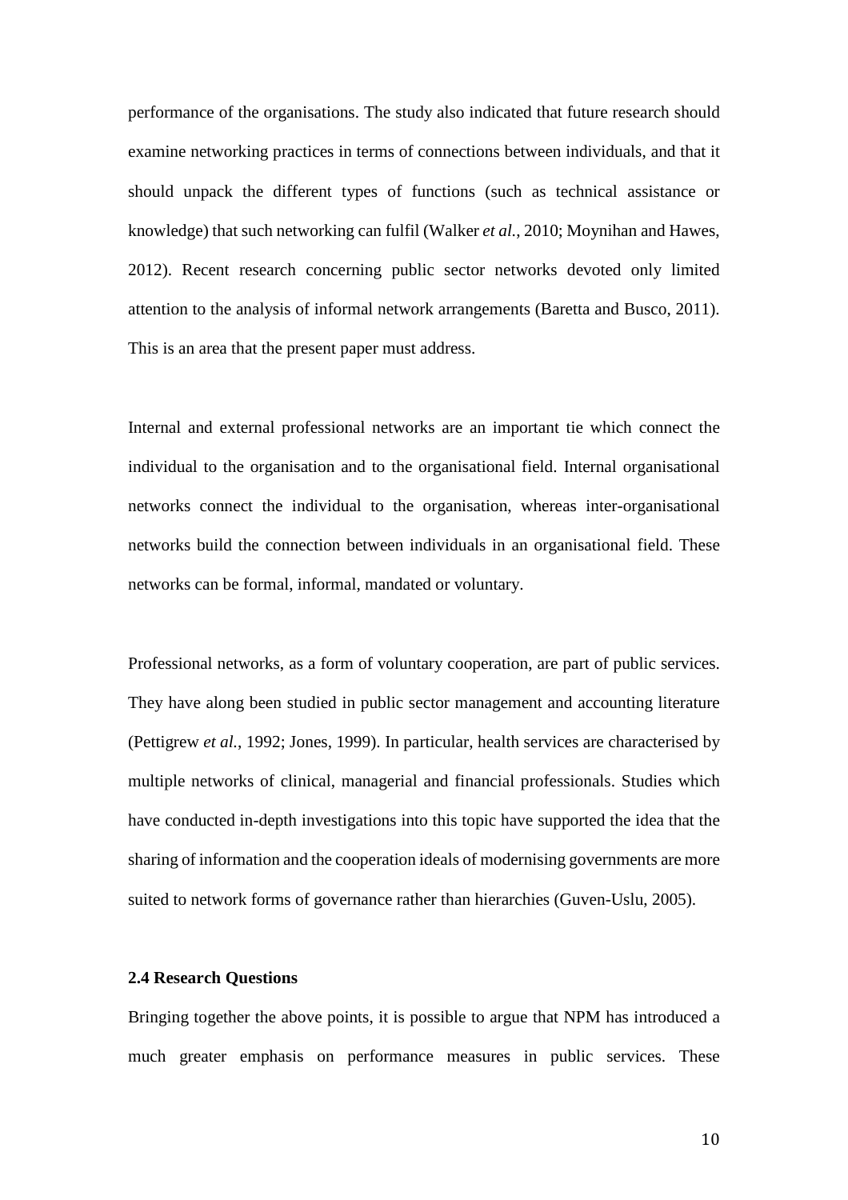performance of the organisations. The study also indicated that future research should examine networking practices in terms of connections between individuals, and that it should unpack the different types of functions (such as technical assistance or knowledge) that such networking can fulfil (Walker *et al.*, 2010; Moynihan and Hawes, 2012). Recent research concerning public sector networks devoted only limited attention to the analysis of informal network arrangements (Baretta and Busco, 2011). This is an area that the present paper must address.

Internal and external professional networks are an important tie which connect the individual to the organisation and to the organisational field. Internal organisational networks connect the individual to the organisation, whereas inter-organisational networks build the connection between individuals in an organisational field. These networks can be formal, informal, mandated or voluntary.

Professional networks, as a form of voluntary cooperation, are part of public services. They have along been studied in public sector management and accounting literature (Pettigrew *et al.*, 1992; Jones, 1999). In particular, health services are characterised by multiple networks of clinical, managerial and financial professionals. Studies which have conducted in-depth investigations into this topic have supported the idea that the sharing of information and the cooperation ideals of modernising governments are more suited to network forms of governance rather than hierarchies (Guven-Uslu, 2005).

### 2.4 Research Questions

Bringing together the above points, it is possible to argue that NPM has introduced a much greater emphasis on performance measures in public services. These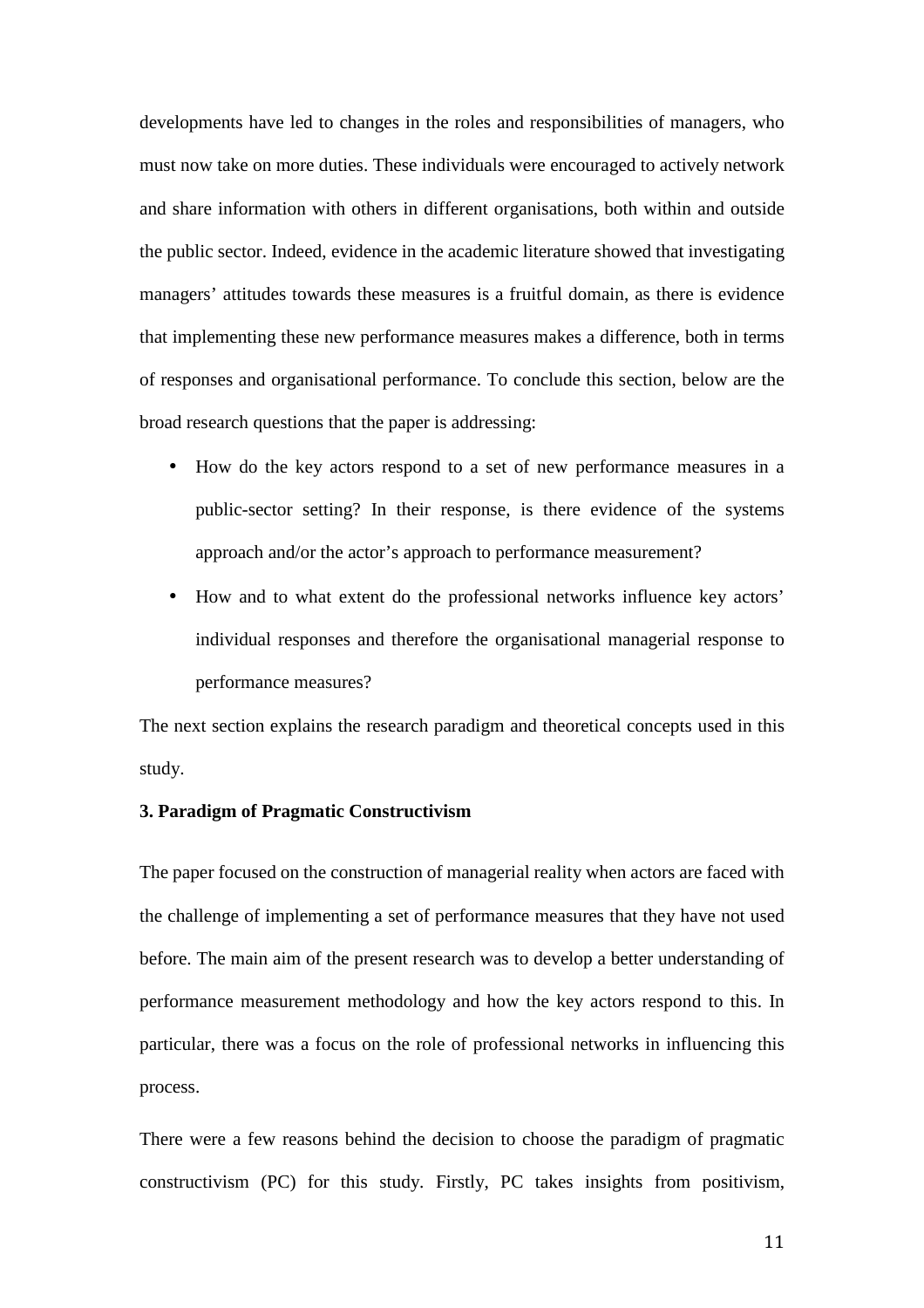developments have led to changes in the roles and responsibilities of managers, who must now take on more duties. These individuals were encouraged to actively network and share information with others in different organisations, both within and outside the public sector. Indeed, evidence in the academic literature showed that investigating managers' attitudes towards these measures is a fruitful domain, as there is evidence that implementing these new performance measures makes a difference, both in terms of responses and organisational performance. To conclude this section, below are the broad research questions that the paper is addressing:

- How do the key actors respond to a set of new performance measures in a public-sector setting? In their response, is there evidence of the systems approach and/or the actor's approach to performance measurement?
- How and to what extent do the professional networks influence key actors' individual responses and therefore the organisational managerial response to performance measures?

The next section explains the research paradigm and theoretical concepts used in this study.

## 3. Paradigm of Pragmatic Constructivism

The paper focused on the construction of managerial reality when actors are faced with the challenge of implementing a set of performance measures that they have not used before. The main aim of the present research was to develop a better understanding of performance measurement methodology and how the key actors respond to this. In particular, there was a focus on the role of professional networks in influencing this process.

There were a few reasons behind the decision to choose the paradigm of pragmatic constructivism (PC) for this study. Firstly, PC takes insights from positivism,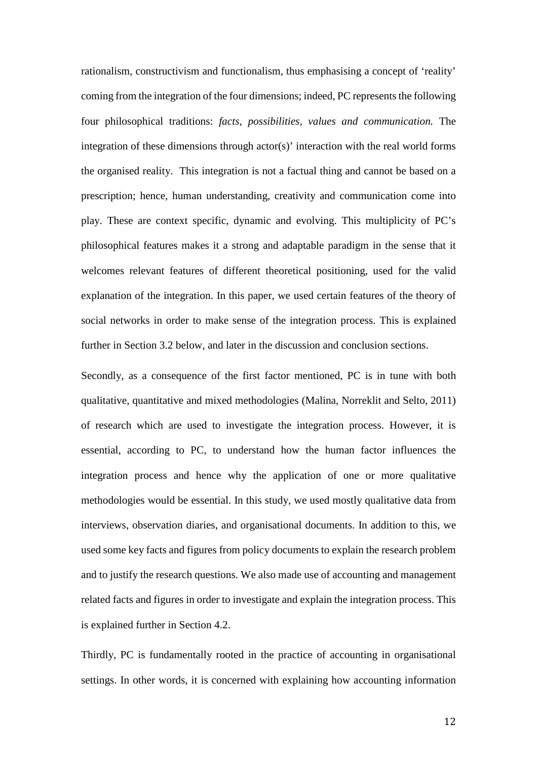rationalism, constructivism and functionalism, thus emphasising a concept of 'reality' coming from the integration of the four dimensions; indeed, PC represents the following four philosophical traditions: *facts, possibilities, values and communication.* The integration of these dimensions through actor(s)' interaction with the real world forms the organised reality. This integration is not a factual thing and cannot be based on a prescription; hence, human understanding, creativity and communication come into play. These are context specific, dynamic and evolving. This multiplicity of PC's philosophical features makes it a strong and adaptable paradigm in the sense that it welcomes relevant features of different theoretical positioning, used for the valid explanation of the integration. In this paper, we used certain features of the theory of social networks in order to make sense of the integration process. This is explained further in Section 3.2 below, and later in the discussion and conclusion sections.

Secondly, as a consequence of the first factor mentioned, PC is in tune with both qualitative, quantitative and mixed methodologies (Malina, Norreklit and Selto, 2011) of research which are used to investigate the integration process. However, it is essential, according to PC, to understand how the human factor influences the integration process and hence why the application of one or more qualitative methodologies would be essential. In this study, we used mostly qualitative data from interviews, observation diaries, and organisational documents. In addition to this, we used some key facts and figures from policy documents to explain the research problem and to justify the research questions. We also made use of accounting and management related facts and figures in order to investigate and explain the integration process. This is explained further in Section 4.2.

Thirdly, PC is fundamentally rooted in the practice of accounting in organisational settings. In other words, it is concerned with explaining how accounting information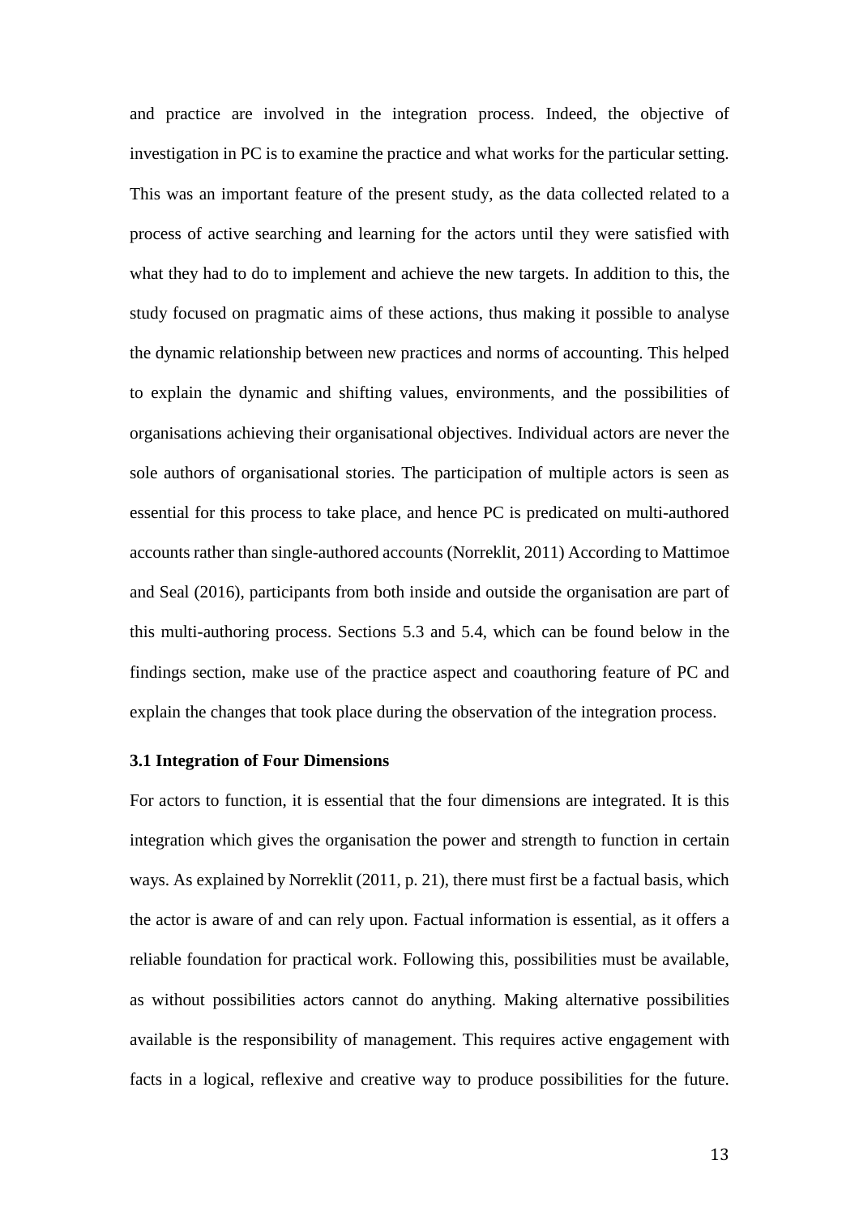and practice are involved in the integration process. Indeed, the objective of investigation in PC is to examine the practice and what works for the particular setting. This was an important feature of the present study, as the data collected related to a process of active searching and learning for the actors until they were satisfied with what they had to do to implement and achieve the new targets. In addition to this, the study focused on pragmatic aims of these actions, thus making it possible to analyse the dynamic relationship between new practices and norms of accounting. This helped to explain the dynamic and shifting values, environments, and the possibilities of organisations achieving their organisational objectives. Individual actors are never the sole authors of organisational stories. The participation of multiple actors is seen as essential for this process to take place, and hence PC is predicated on multi-authored accounts rather than single-authored accounts (Norreklit, 2011) According to Mattimoe and Seal (2016), participants from both inside and outside the organisation are part of this multi-authoring process. Sections 5.3 and 5.4, which can be found below in the findings section, make use of the practice aspect and coauthoring feature of PC and explain the changes that took place during the observation of the integration process.

### 3.1 Integration of Four Dimensions

For actors to function, it is essential that the four dimensions are integrated. It is this integration which gives the organisation the power and strength to function in certain ways. As explained by Norreklit (2011, p. 21), there must first be a factual basis, which the actor is aware of and can rely upon. Factual information is essential, as it offers a reliable foundation for practical work. Following this, possibilities must be available, as without possibilities actors cannot do anything. Making alternative possibilities available is the responsibility of management. This requires active engagement with facts in a logical, reflexive and creative way to produce possibilities for the future.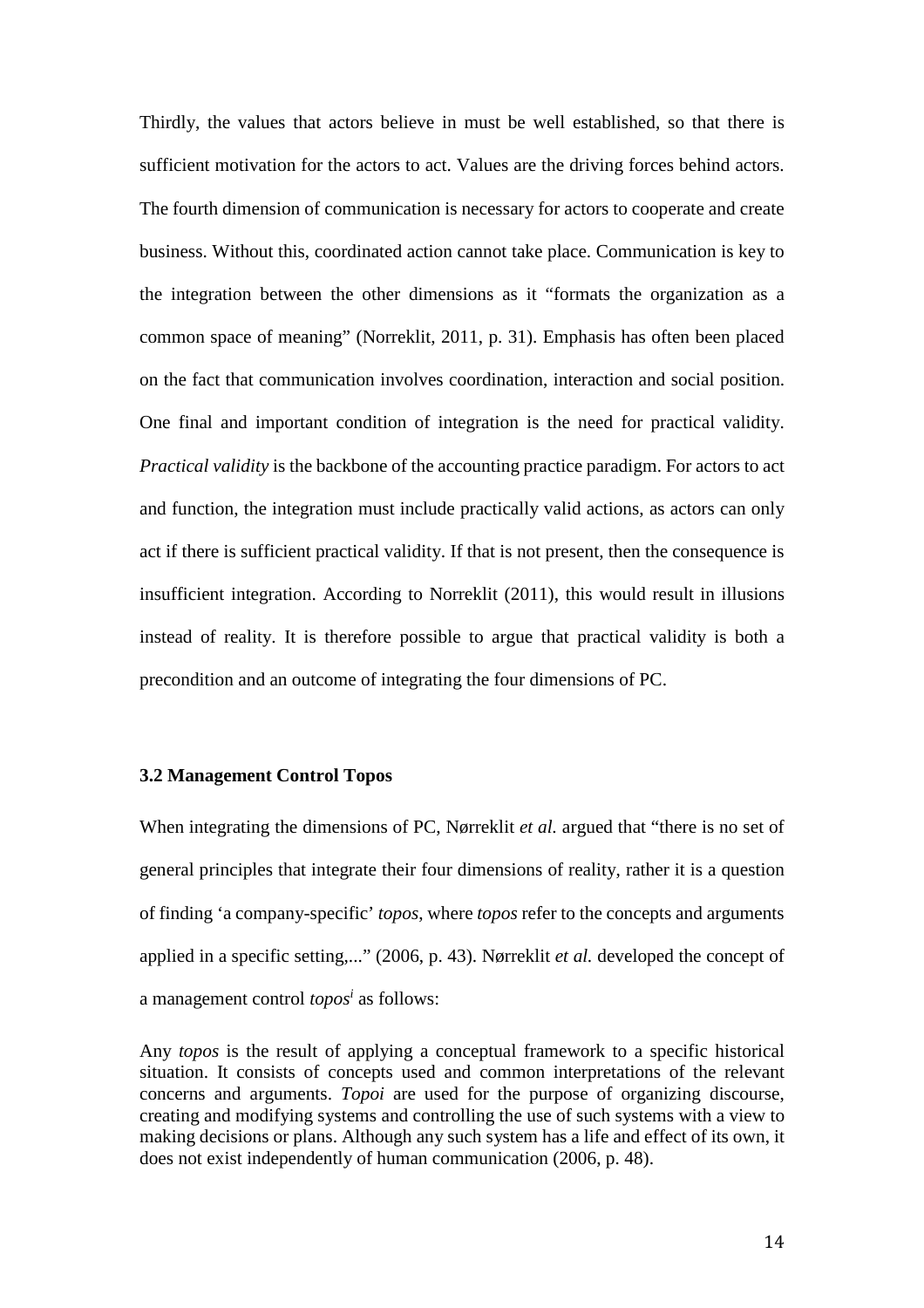Thirdly, the values that actors believe in must be well established, so that there is sufficient motivation for the actors to act. Values are the driving forces behind actors. The fourth dimension of communication is necessary for actors to cooperate and create business. Without this, coordinated action cannot take place. Communication is key to the integration between the other dimensions as it "formats the organization as a common space of meaning" (Norreklit, 2011, p. 31). Emphasis has often been placed on the fact that communication involves coordination, interaction and social position. One final and important condition of integration is the need for practical validity. *Practical validity* is the backbone of the accounting practice paradigm. For actors to act and function, the integration must include practically valid actions, as actors can only act if there is sufficient practical validity. If that is not present, then the consequence is insufficient integration. According to Norreklit (2011), this would result in illusions instead of reality. It is therefore possible to argue that practical validity is both a precondition and an outcome of integrating the four dimensions of PC.

### 3.2 Management Control Topos

When integrating the dimensions of PC, Nørreklit *et al.* argued that "there is no set of general principles that integrate their four dimensions of reality, rather it is a question of finding 'a company-specific' *topos*, where *topos* refer to the concepts and arguments applied in a specific setting,..." (2006, p. 43). Nørreklit *et al.* developed the concept of a management control *topos*[i] as follows:

> Any *topos* is the result of applying a conceptual framework to a specific historical situation. It consists of concepts used and common interpretations of the relevant concerns and arguments. *Topoi* are used for the purpose of organizing discourse, creating and modifying systems and controlling the use of such systems with a view to making decisions or plans. Although any such system has a life and effect of its own, it does not exist independently of human communication (2006, p. 48).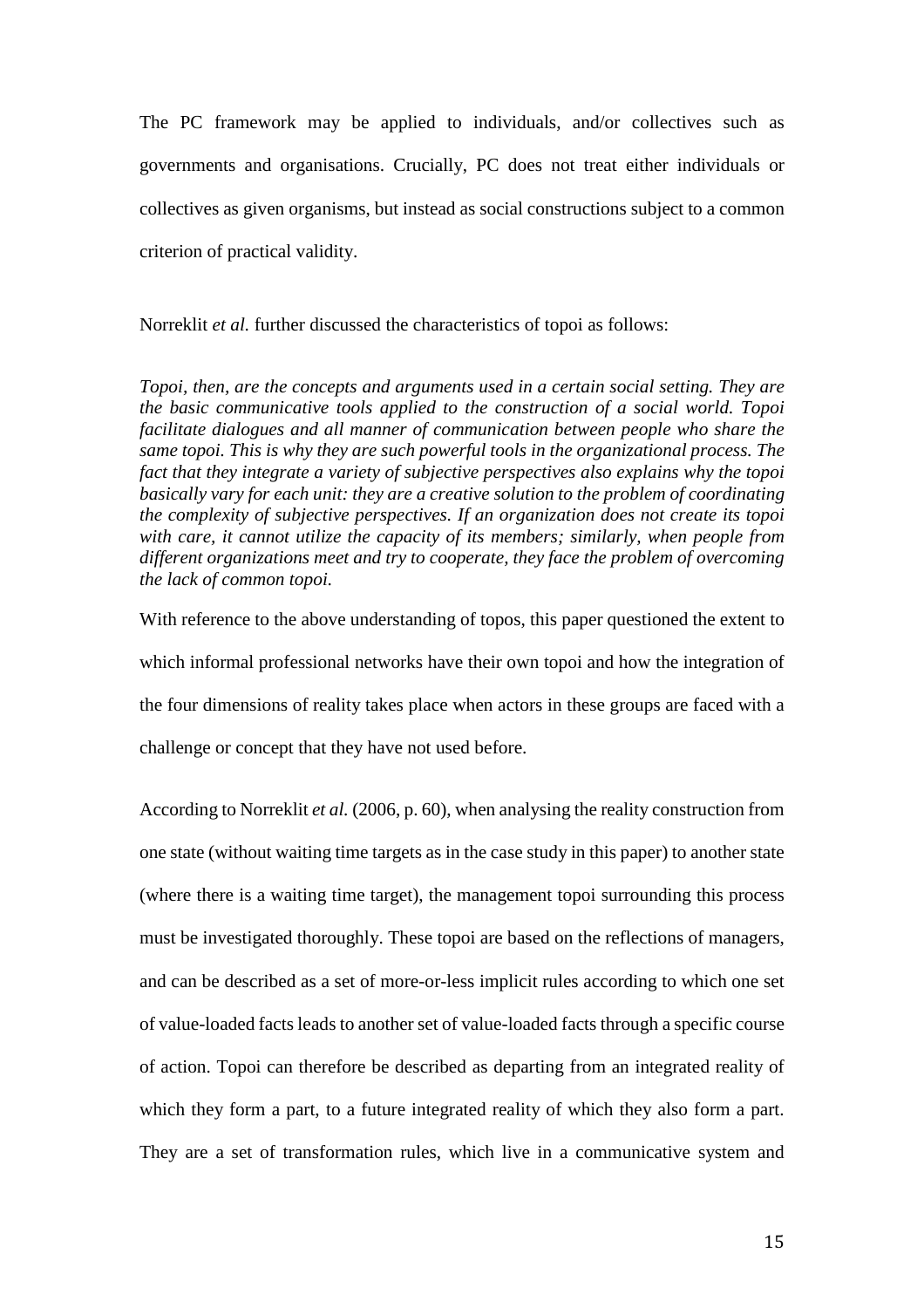The PC framework may be applied to individuals, and/or collectives such as governments and organisations. Crucially, PC does not treat either individuals or collectives as given organisms, but instead as social constructions subject to a common criterion of practical validity.

Norreklit *et al.* further discussed the characteristics of topoi as follows:

> *Topoi, then, are the concepts and arguments used in a certain social setting. They are the basic communicative tools applied to the construction of a social world. Topoi facilitate dialogues and all manner of communication between people who share the same topoi. This is why they are such powerful tools in the organizational process. The fact that they integrate a variety of subjective perspectives also explains why the topoi basically vary for each unit: they are a creative solution to the problem of coordinating the complexity of subjective perspectives. If an organization does not create its topoi with care, it cannot utilize the capacity of its members; similarly, when people from different organizations meet and try to cooperate, they face the problem of overcoming the lack of common topoi.*

With reference to the above understanding of topos, this paper questioned the extent to which informal professional networks have their own topoi and how the integration of the four dimensions of reality takes place when actors in these groups are faced with a challenge or concept that they have not used before.

According to Norreklit *et al.* (2006, p. 60), when analysing the reality construction from one state (without waiting time targets as in the case study in this paper) to another state (where there is a waiting time target), the management topoi surrounding this process must be investigated thoroughly. These topoi are based on the reflections of managers, and can be described as a set of more-or-less implicit rules according to which one set of value-loaded facts leads to another set of value-loaded facts through a specific course of action. Topoi can therefore be described as departing from an integrated reality of which they form a part, to a future integrated reality of which they also form a part. They are a set of transformation rules, which live in a communicative system and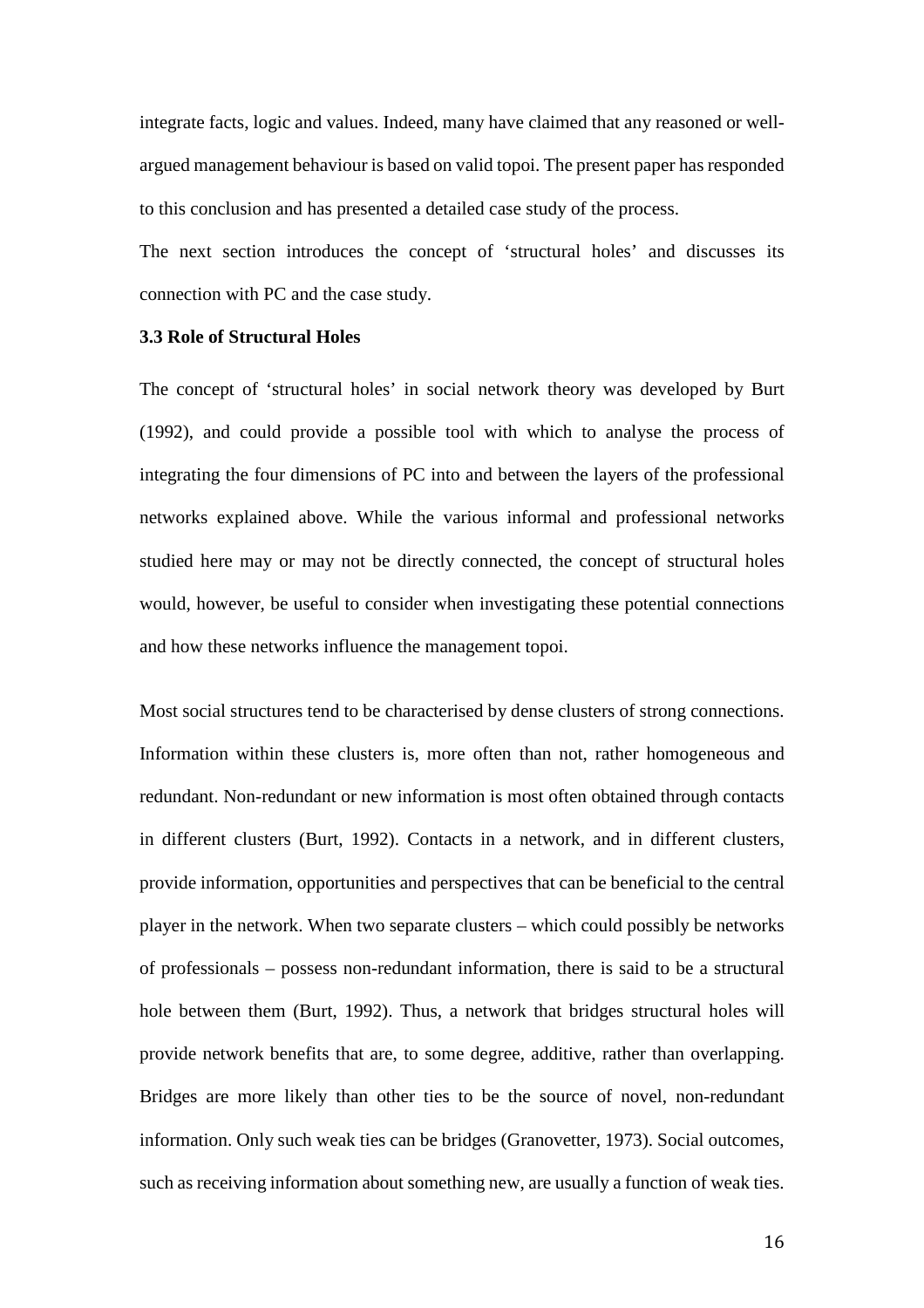integrate facts, logic and values. Indeed, many have claimed that any reasoned or well-argued management behaviour is based on valid topoi. The present paper has responded to this conclusion and has presented a detailed case study of the process.

The next section introduces the concept of 'structural holes' and discusses its connection with PC and the case study.

### 3.3 Role of Structural Holes

The concept of 'structural holes' in social network theory was developed by Burt (1992), and could provide a possible tool with which to analyse the process of integrating the four dimensions of PC into and between the layers of the professional networks explained above. While the various informal and professional networks studied here may or may not be directly connected, the concept of structural holes would, however, be useful to consider when investigating these potential connections and how these networks influence the management topoi.

Most social structures tend to be characterised by dense clusters of strong connections. Information within these clusters is, more often than not, rather homogeneous and redundant. Non-redundant or new information is most often obtained through contacts in different clusters (Burt, 1992). Contacts in a network, and in different clusters, provide information, opportunities and perspectives that can be beneficial to the central player in the network. When two separate clusters – which could possibly be networks of professionals – possess non-redundant information, there is said to be a structural hole between them (Burt, 1992). Thus, a network that bridges structural holes will provide network benefits that are, to some degree, additive, rather than overlapping. Bridges are more likely than other ties to be the source of novel, non-redundant information. Only such weak ties can be bridges (Granovetter, 1973). Social outcomes, such as receiving information about something new, are usually a function of weak ties.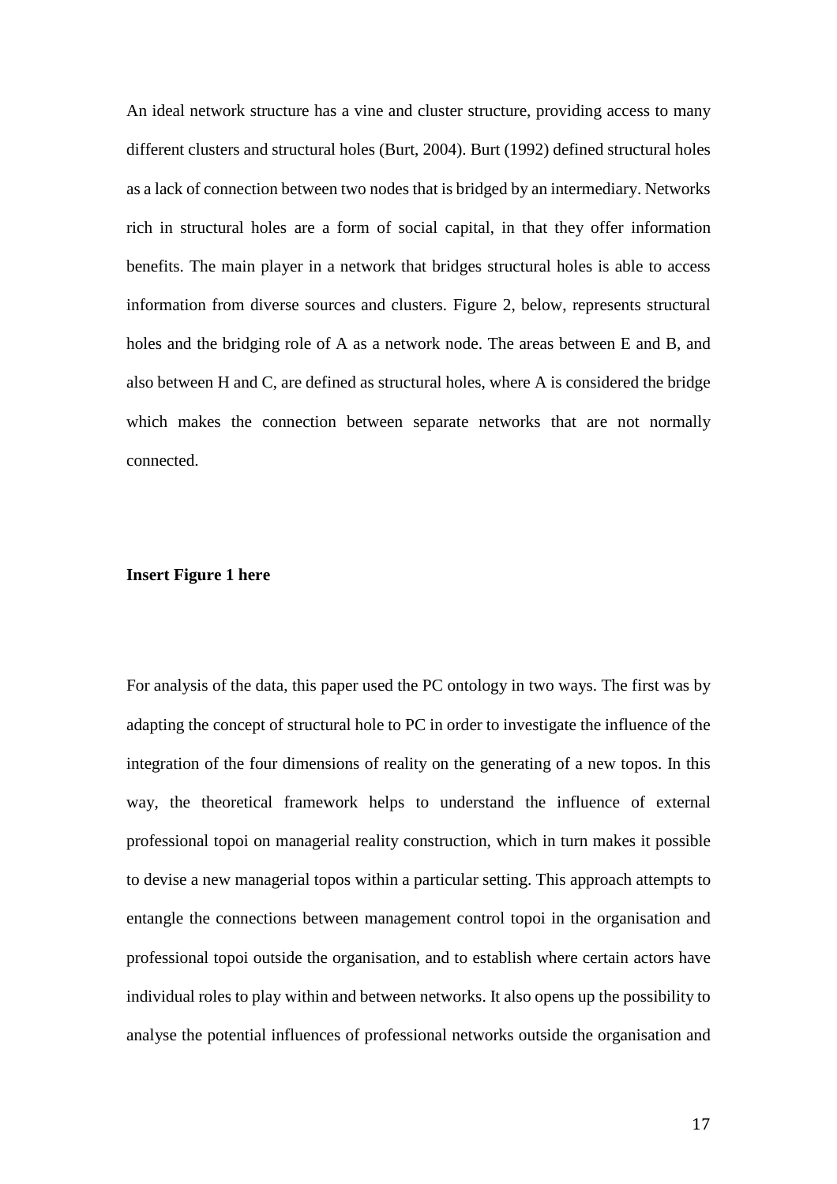An ideal network structure has a vine and cluster structure, providing access to many different clusters and structural holes (Burt, 2004). Burt (1992) defined structural holes as a lack of connection between two nodes that is bridged by an intermediary. Networks rich in structural holes are a form of social capital, in that they offer information benefits. The main player in a network that bridges structural holes is able to access information from diverse sources and clusters. Figure 2, below, represents structural holes and the bridging role of A as a network node. The areas between E and B, and also between H and C, are defined as structural holes, where A is considered the bridge which makes the connection between separate networks that are not normally connected.

**Insert Figure 1 here**

For analysis of the data, this paper used the PC ontology in two ways. The first was by adapting the concept of structural hole to PC in order to investigate the influence of the integration of the four dimensions of reality on the generating of a new topos. In this way, the theoretical framework helps to understand the influence of external professional topoi on managerial reality construction, which in turn makes it possible to devise a new managerial topos within a particular setting. This approach attempts to entangle the connections between management control topoi in the organisation and professional topoi outside the organisation, and to establish where certain actors have individual roles to play within and between networks. It also opens up the possibility to analyse the potential influences of professional networks outside the organisation and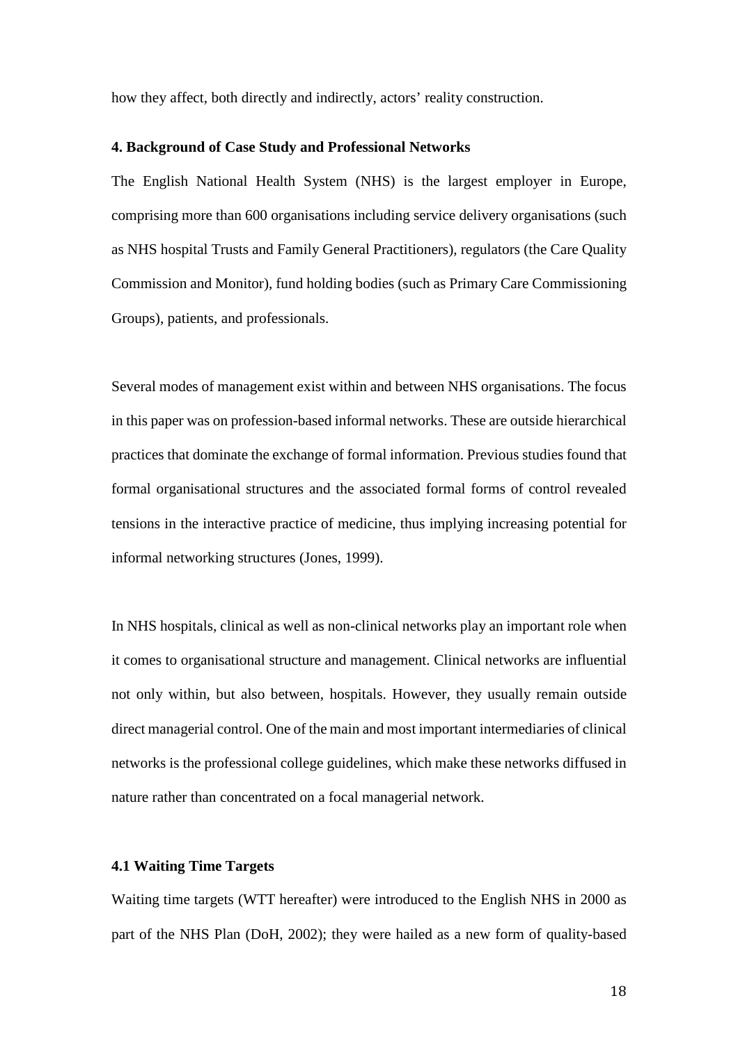how they affect, both directly and indirectly, actors' reality construction.

## 4. Background of Case Study and Professional Networks

The English National Health System (NHS) is the largest employer in Europe, comprising more than 600 organisations including service delivery organisations (such as NHS hospital Trusts and Family General Practitioners), regulators (the Care Quality Commission and Monitor), fund holding bodies (such as Primary Care Commissioning Groups), patients, and professionals.

Several modes of management exist within and between NHS organisations. The focus in this paper was on profession-based informal networks. These are outside hierarchical practices that dominate the exchange of formal information. Previous studies found that formal organisational structures and the associated formal forms of control revealed tensions in the interactive practice of medicine, thus implying increasing potential for informal networking structures (Jones, 1999).

In NHS hospitals, clinical as well as non-clinical networks play an important role when it comes to organisational structure and management. Clinical networks are influential not only within, but also between, hospitals. However, they usually remain outside direct managerial control. One of the main and most important intermediaries of clinical networks is the professional college guidelines, which make these networks diffused in nature rather than concentrated on a focal managerial network.

### 4.1 Waiting Time Targets

Waiting time targets (WTT hereafter) were introduced to the English NHS in 2000 as part of the NHS Plan (DoH, 2002); they were hailed as a new form of quality-based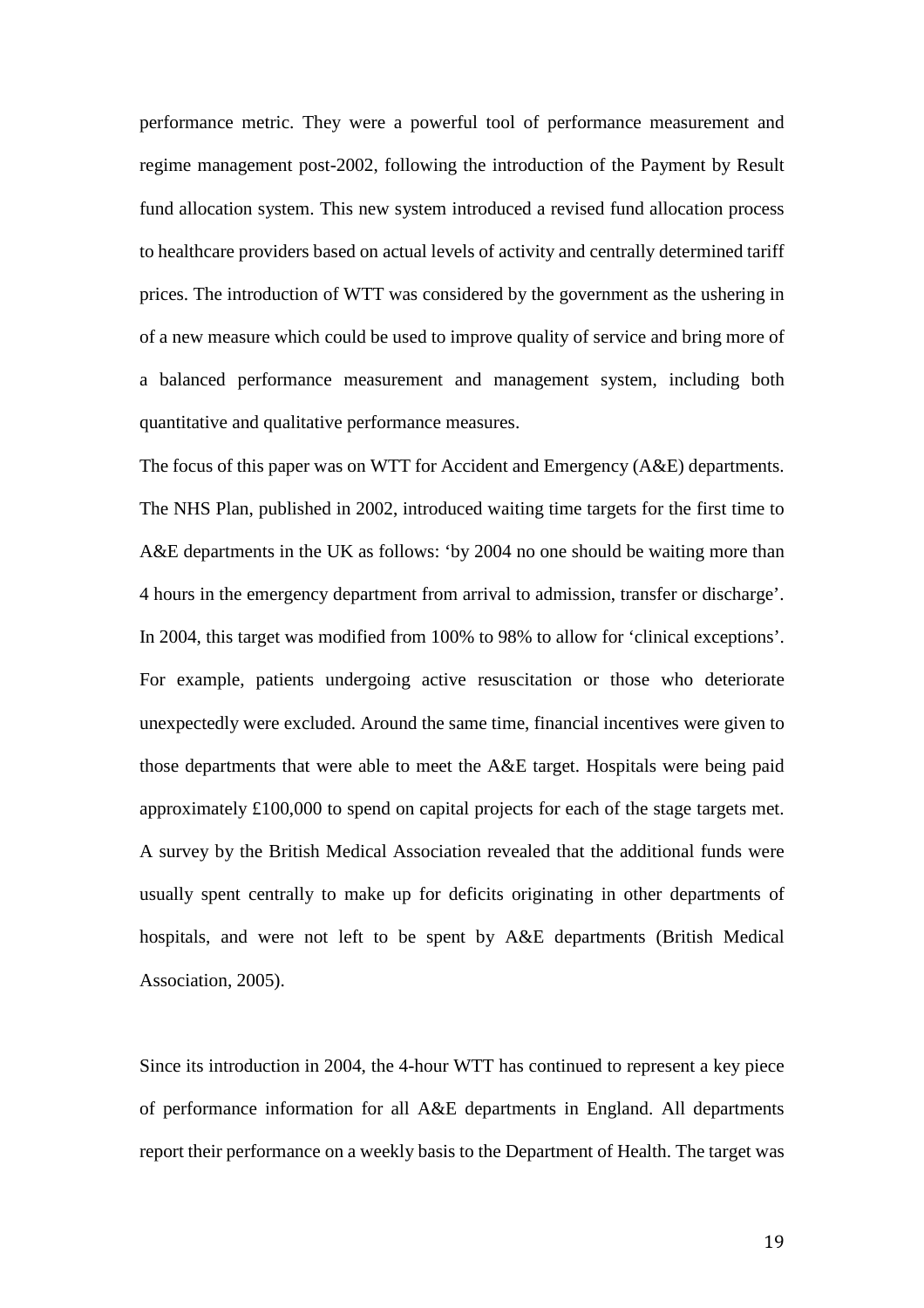performance metric. They were a powerful tool of performance measurement and regime management post-2002, following the introduction of the Payment by Result fund allocation system. This new system introduced a revised fund allocation process to healthcare providers based on actual levels of activity and centrally determined tariff prices. The introduction of WTT was considered by the government as the ushering in of a new measure which could be used to improve quality of service and bring more of a balanced performance measurement and management system, including both quantitative and qualitative performance measures.

The focus of this paper was on WTT for Accident and Emergency (A&E) departments. The NHS Plan, published in 2002, introduced waiting time targets for the first time to A&E departments in the UK as follows: 'by 2004 no one should be waiting more than 4 hours in the emergency department from arrival to admission, transfer or discharge'. In 2004, this target was modified from 100% to 98% to allow for 'clinical exceptions'. For example, patients undergoing active resuscitation or those who deteriorate unexpectedly were excluded. Around the same time, financial incentives were given to those departments that were able to meet the A&E target. Hospitals were being paid approximately £100,000 to spend on capital projects for each of the stage targets met. A survey by the British Medical Association revealed that the additional funds were usually spent centrally to make up for deficits originating in other departments of hospitals, and were not left to be spent by A&E departments (British Medical Association, 2005).

Since its introduction in 2004, the 4-hour WTT has continued to represent a key piece of performance information for all A&E departments in England. All departments report their performance on a weekly basis to the Department of Health. The target was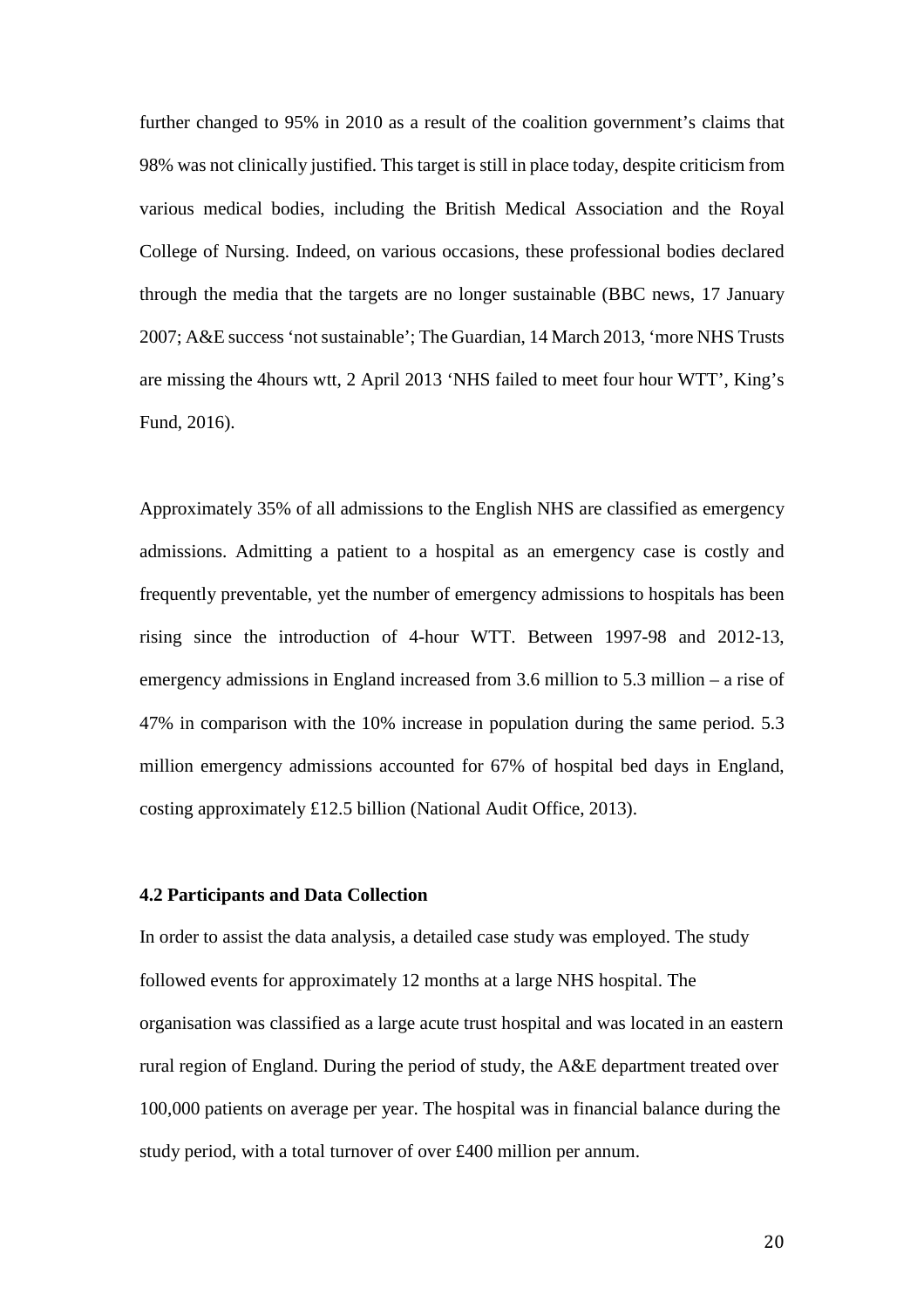further changed to 95% in 2010 as a result of the coalition government's claims that 98% was not clinically justified. This target is still in place today, despite criticism from various medical bodies, including the British Medical Association and the Royal College of Nursing. Indeed, on various occasions, these professional bodies declared through the media that the targets are no longer sustainable (BBC news, 17 January 2007; A&E success 'not sustainable'; The Guardian, 14 March 2013, 'more NHS Trusts are missing the 4hours wtt, 2 April 2013 'NHS failed to meet four hour WTT', King's Fund, 2016).

Approximately 35% of all admissions to the English NHS are classified as emergency admissions. Admitting a patient to a hospital as an emergency case is costly and frequently preventable, yet the number of emergency admissions to hospitals has been rising since the introduction of 4-hour WTT. Between 1997-98 and 2012-13, emergency admissions in England increased from 3.6 million to 5.3 million – a rise of 47% in comparison with the 10% increase in population during the same period. 5.3 million emergency admissions accounted for 67% of hospital bed days in England, costing approximately £12.5 billion (National Audit Office, 2013).

### 4.2 Participants and Data Collection

In order to assist the data analysis, a detailed case study was employed. The study followed events for approximately 12 months at a large NHS hospital. The organisation was classified as a large acute trust hospital and was located in an eastern rural region of England. During the period of study, the A&E department treated over 100,000 patients on average per year. The hospital was in financial balance during the study period, with a total turnover of over £400 million per annum.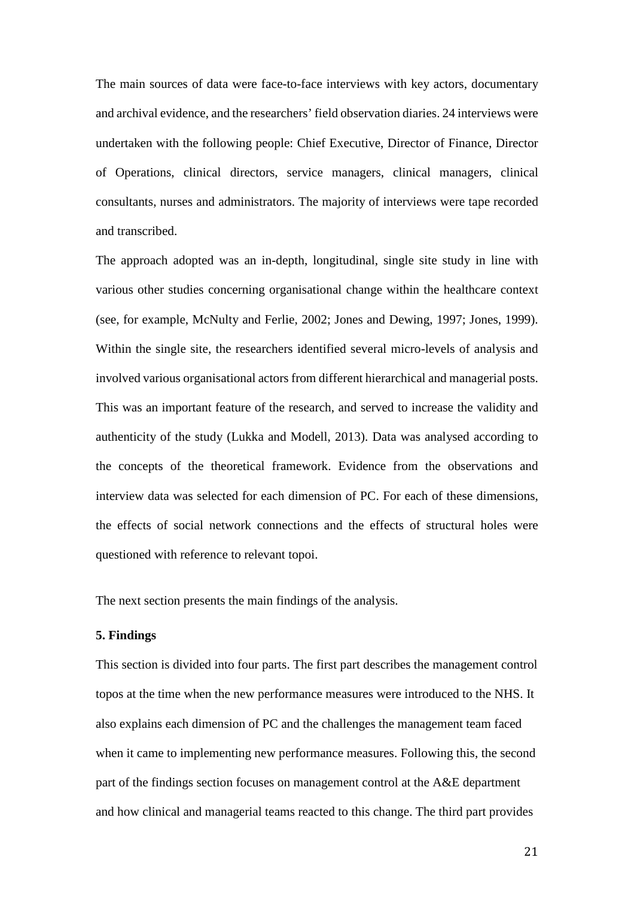The main sources of data were face-to-face interviews with key actors, documentary and archival evidence, and the researchers' field observation diaries. 24 interviews were undertaken with the following people: Chief Executive, Director of Finance, Director of Operations, clinical directors, service managers, clinical managers, clinical consultants, nurses and administrators. The majority of interviews were tape recorded and transcribed.

The approach adopted was an in-depth, longitudinal, single site study in line with various other studies concerning organisational change within the healthcare context (see, for example, McNulty and Ferlie, 2002; Jones and Dewing, 1997; Jones, 1999). Within the single site, the researchers identified several micro-levels of analysis and involved various organisational actors from different hierarchical and managerial posts. This was an important feature of the research, and served to increase the validity and authenticity of the study (Lukka and Modell, 2013). Data was analysed according to the concepts of the theoretical framework. Evidence from the observations and interview data was selected for each dimension of PC. For each of these dimensions, the effects of social network connections and the effects of structural holes were questioned with reference to relevant topoi.

The next section presents the main findings of the analysis.

## 5. Findings

This section is divided into four parts. The first part describes the management control topos at the time when the new performance measures were introduced to the NHS. It also explains each dimension of PC and the challenges the management team faced when it came to implementing new performance measures. Following this, the second part of the findings section focuses on management control at the A&E department and how clinical and managerial teams reacted to this change. The third part provides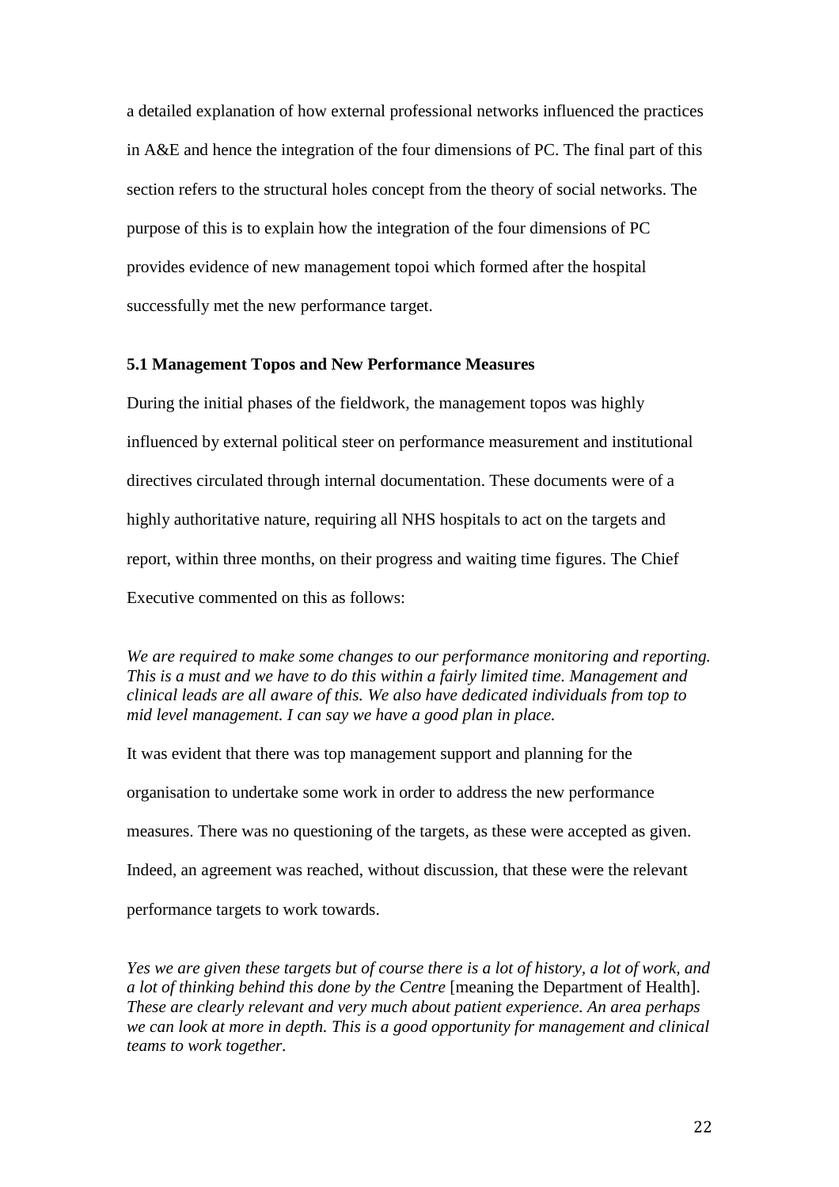a detailed explanation of how external professional networks influenced the practices in A&E and hence the integration of the four dimensions of PC. The final part of this section refers to the structural holes concept from the theory of social networks. The purpose of this is to explain how the integration of the four dimensions of PC provides evidence of new management topoi which formed after the hospital successfully met the new performance target.

### 5.1 Management Topos and New Performance Measures

During the initial phases of the fieldwork, the management topos was highly influenced by external political steer on performance measurement and institutional directives circulated through internal documentation. These documents were of a highly authoritative nature, requiring all NHS hospitals to act on the targets and report, within three months, on their progress and waiting time figures. The Chief Executive commented on this as follows:

*We are required to make some changes to our performance monitoring and reporting. This is a must and we have to do this within a fairly limited time. Management and clinical leads are all aware of this. We also have dedicated individuals from top to mid level management. I can say we have a good plan in place.*

It was evident that there was top management support and planning for the organisation to undertake some work in order to address the new performance measures. There was no questioning of the targets, as these were accepted as given. Indeed, an agreement was reached, without discussion, that these were the relevant performance targets to work towards.

*Yes we are given these targets but of course there is a lot of history, a lot of work, and a lot of thinking behind this done by the Centre* [meaning the Department of Health]. *These are clearly relevant and very much about patient experience. An area perhaps we can look at more in depth. This is a good opportunity for management and clinical teams to work together.*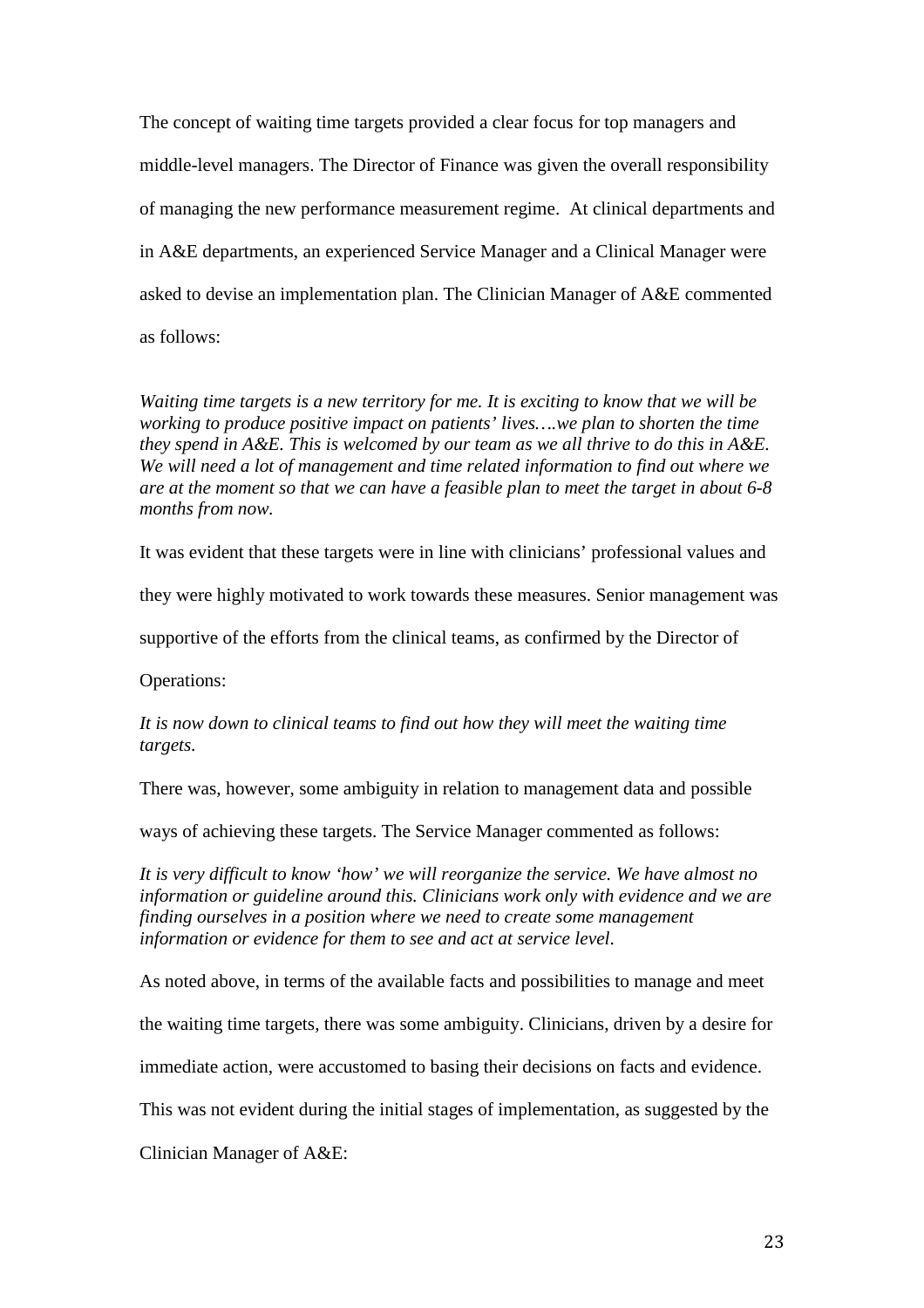The concept of waiting time targets provided a clear focus for top managers and middle-level managers. The Director of Finance was given the overall responsibility of managing the new performance measurement regime. At clinical departments and in A&E departments, an experienced Service Manager and a Clinical Manager were asked to devise an implementation plan. The Clinician Manager of A&E commented as follows:

*Waiting time targets is a new territory for me. It is exciting to know that we will be working to produce positive impact on patients' lives….we plan to shorten the time they spend in A&E. This is welcomed by our team as we all thrive to do this in A&E. We will need a lot of management and time related information to find out where we are at the moment so that we can have a feasible plan to meet the target in about 6-8 months from now.*

It was evident that these targets were in line with clinicians' professional values and they were highly motivated to work towards these measures. Senior management was supportive of the efforts from the clinical teams, as confirmed by the Director of Operations:

*It is now down to clinical teams to find out how they will meet the waiting time targets.*

There was, however, some ambiguity in relation to management data and possible ways of achieving these targets. The Service Manager commented as follows:

*It is very difficult to know 'how' we will reorganize the service. We have almost no information or guideline around this. Clinicians work only with evidence and we are finding ourselves in a position where we need to create some management information or evidence for them to see and act at service level.*

As noted above, in terms of the available facts and possibilities to manage and meet the waiting time targets, there was some ambiguity. Clinicians, driven by a desire for immediate action, were accustomed to basing their decisions on facts and evidence. This was not evident during the initial stages of implementation, as suggested by the Clinician Manager of A&E: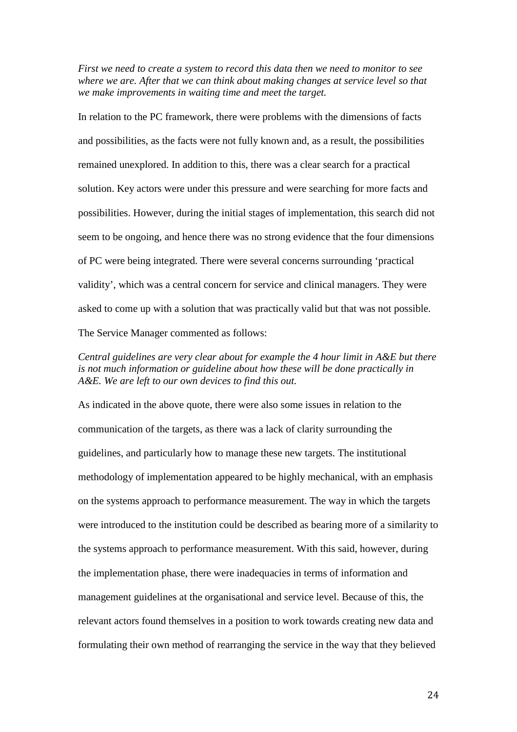*First we need to create a system to record this data then we need to monitor to see where we are. After that we can think about making changes at service level so that we make improvements in waiting time and meet the target.*

In relation to the PC framework, there were problems with the dimensions of facts and possibilities, as the facts were not fully known and, as a result, the possibilities remained unexplored. In addition to this, there was a clear search for a practical solution. Key actors were under this pressure and were searching for more facts and possibilities. However, during the initial stages of implementation, this search did not seem to be ongoing, and hence there was no strong evidence that the four dimensions of PC were being integrated. There were several concerns surrounding 'practical validity', which was a central concern for service and clinical managers. They were asked to come up with a solution that was practically valid but that was not possible. The Service Manager commented as follows:

*Central guidelines are very clear about for example the 4 hour limit in A&E but there is not much information or guideline about how these will be done practically in A&E. We are left to our own devices to find this out.*

As indicated in the above quote, there were also some issues in relation to the communication of the targets, as there was a lack of clarity surrounding the guidelines, and particularly how to manage these new targets. The institutional methodology of implementation appeared to be highly mechanical, with an emphasis on the systems approach to performance measurement. The way in which the targets were introduced to the institution could be described as bearing more of a similarity to the systems approach to performance measurement. With this said, however, during the implementation phase, there were inadequacies in terms of information and management guidelines at the organisational and service level. Because of this, the relevant actors found themselves in a position to work towards creating new data and formulating their own method of rearranging the service in the way that they believed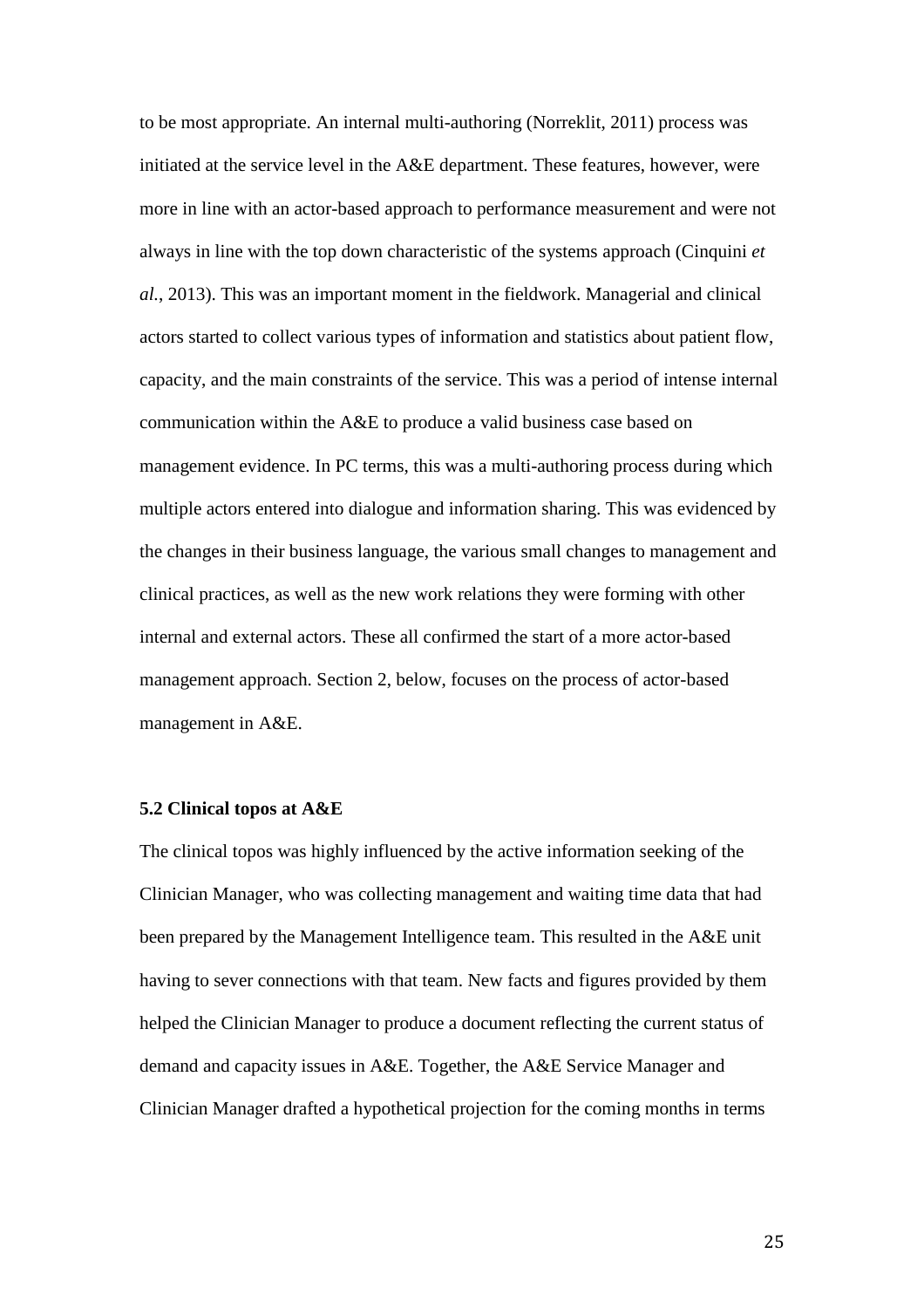to be most appropriate. An internal multi-authoring (Norreklit, 2011) process was initiated at the service level in the A&E department. These features, however, were more in line with an actor-based approach to performance measurement and were not always in line with the top down characteristic of the systems approach (Cinquini *et al.*, 2013). This was an important moment in the fieldwork. Managerial and clinical actors started to collect various types of information and statistics about patient flow, capacity, and the main constraints of the service. This was a period of intense internal communication within the A&E to produce a valid business case based on management evidence. In PC terms, this was a multi-authoring process during which multiple actors entered into dialogue and information sharing. This was evidenced by the changes in their business language, the various small changes to management and clinical practices, as well as the new work relations they were forming with other internal and external actors. These all confirmed the start of a more actor-based management approach. Section 2, below, focuses on the process of actor-based management in A&E.

### 5.2 Clinical topos at A&E

The clinical topos was highly influenced by the active information seeking of the Clinician Manager, who was collecting management and waiting time data that had been prepared by the Management Intelligence team. This resulted in the A&E unit having to sever connections with that team. New facts and figures provided by them helped the Clinician Manager to produce a document reflecting the current status of demand and capacity issues in A&E. Together, the A&E Service Manager and Clinician Manager drafted a hypothetical projection for the coming months in terms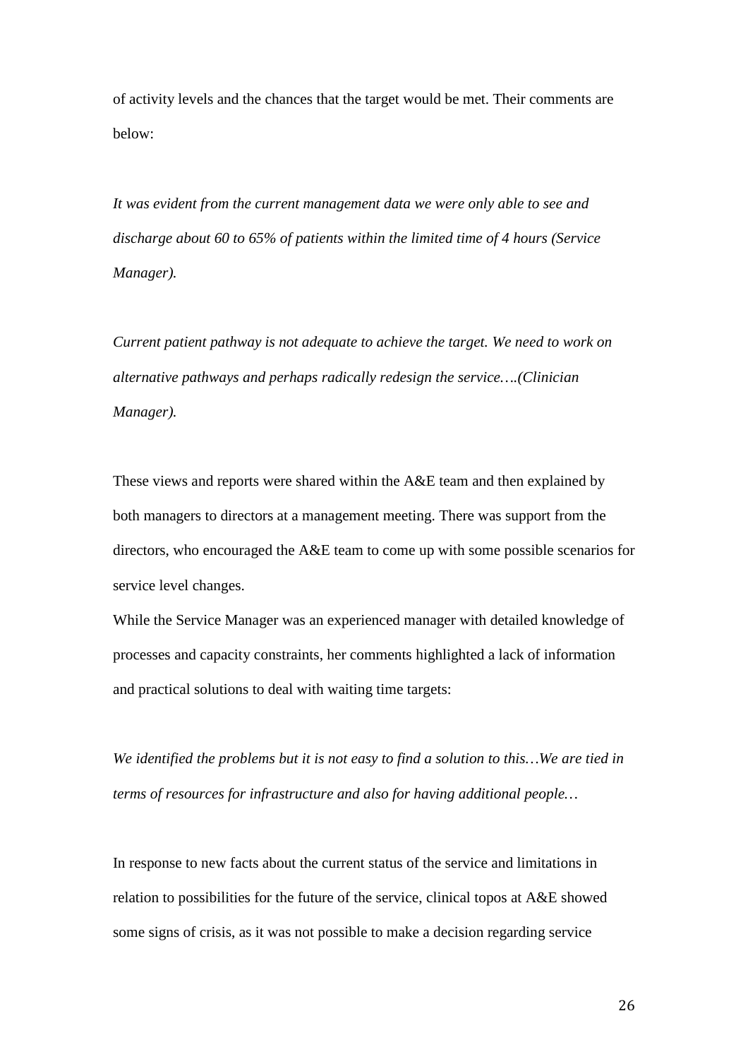of activity levels and the chances that the target would be met. Their comments are below:

*It was evident from the current management data we were only able to see and discharge about 60 to 65% of patients within the limited time of 4 hours (Service Manager).*

*Current patient pathway is not adequate to achieve the target. We need to work on alternative pathways and perhaps radically redesign the service….(Clinician Manager).*

These views and reports were shared within the A&E team and then explained by both managers to directors at a management meeting. There was support from the directors, who encouraged the A&E team to come up with some possible scenarios for service level changes.

While the Service Manager was an experienced manager with detailed knowledge of processes and capacity constraints, her comments highlighted a lack of information and practical solutions to deal with waiting time targets:

*We identified the problems but it is not easy to find a solution to this…We are tied in terms of resources for infrastructure and also for having additional people…*

In response to new facts about the current status of the service and limitations in relation to possibilities for the future of the service, clinical topos at A&E showed some signs of crisis, as it was not possible to make a decision regarding service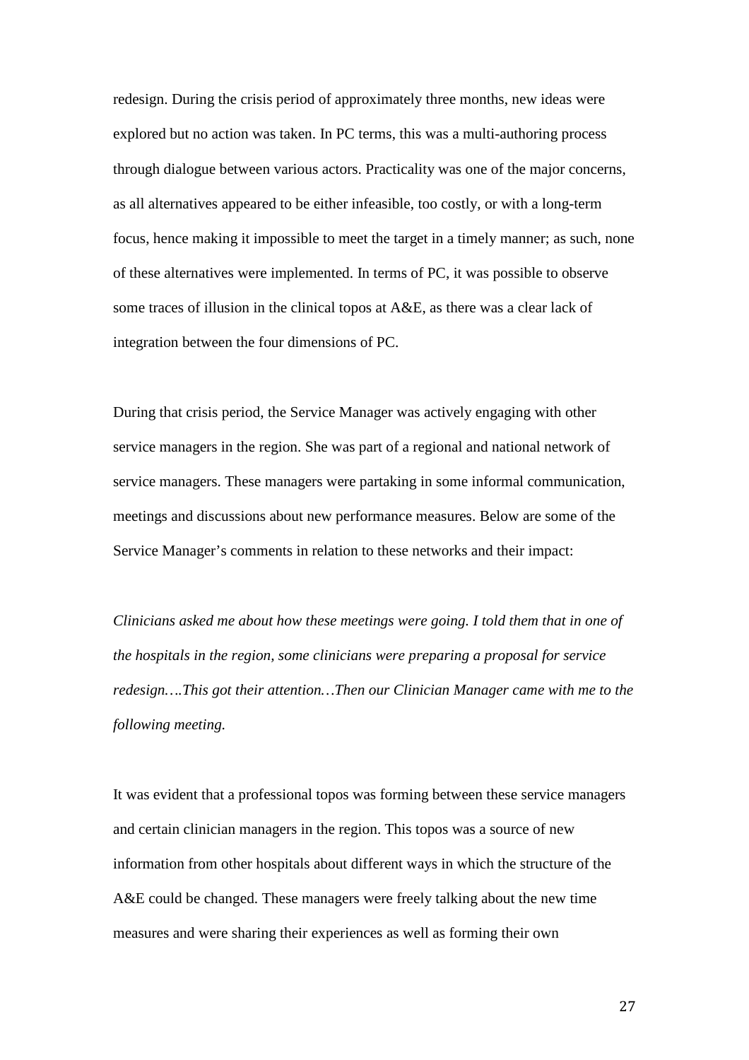redesign. During the crisis period of approximately three months, new ideas were explored but no action was taken. In PC terms, this was a multi-authoring process through dialogue between various actors. Practicality was one of the major concerns, as all alternatives appeared to be either infeasible, too costly, or with a long-term focus, hence making it impossible to meet the target in a timely manner; as such, none of these alternatives were implemented. In terms of PC, it was possible to observe some traces of illusion in the clinical topos at A&E, as there was a clear lack of integration between the four dimensions of PC.

During that crisis period, the Service Manager was actively engaging with other service managers in the region. She was part of a regional and national network of service managers. These managers were partaking in some informal communication, meetings and discussions about new performance measures. Below are some of the Service Manager's comments in relation to these networks and their impact:

*Clinicians asked me about how these meetings were going. I told them that in one of the hospitals in the region, some clinicians were preparing a proposal for service redesign….This got their attention…Then our Clinician Manager came with me to the following meeting.*

It was evident that a professional topos was forming between these service managers and certain clinician managers in the region. This topos was a source of new information from other hospitals about different ways in which the structure of the A&E could be changed. These managers were freely talking about the new time measures and were sharing their experiences as well as forming their own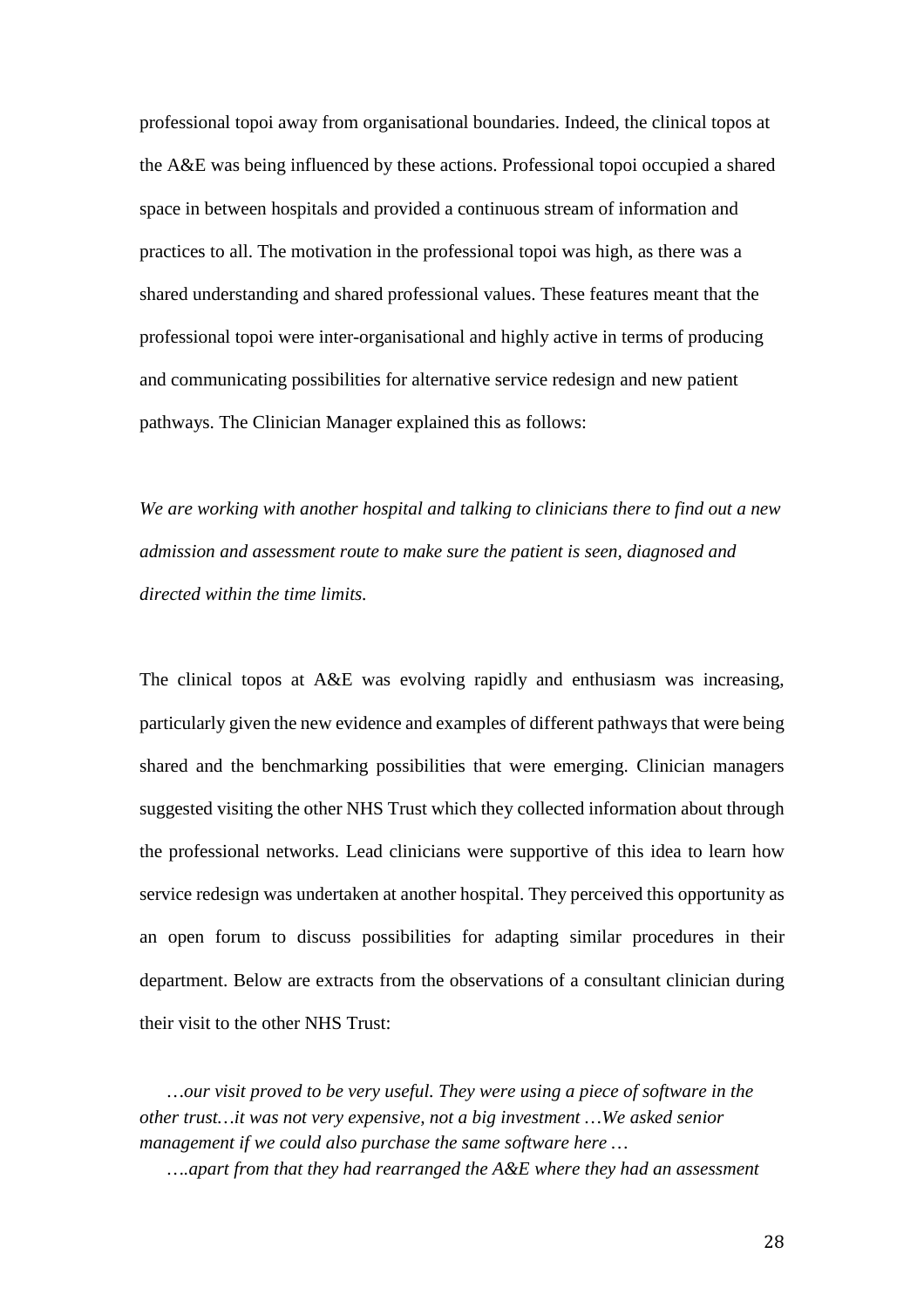professional topoi away from organisational boundaries. Indeed, the clinical topos at the A&E was being influenced by these actions. Professional topoi occupied a shared space in between hospitals and provided a continuous stream of information and practices to all. The motivation in the professional topoi was high, as there was a shared understanding and shared professional values. These features meant that the professional topoi were inter-organisational and highly active in terms of producing and communicating possibilities for alternative service redesign and new patient pathways. The Clinician Manager explained this as follows:

*We are working with another hospital and talking to clinicians there to find out a new admission and assessment route to make sure the patient is seen, diagnosed and directed within the time limits.*

The clinical topos at A&E was evolving rapidly and enthusiasm was increasing, particularly given the new evidence and examples of different pathways that were being shared and the benchmarking possibilities that were emerging. Clinician managers suggested visiting the other NHS Trust which they collected information about through the professional networks. Lead clinicians were supportive of this idea to learn how service redesign was undertaken at another hospital. They perceived this opportunity as an open forum to discuss possibilities for adapting similar procedures in their department. Below are extracts from the observations of a consultant clinician during their visit to the other NHS Trust:

*…our visit proved to be very useful. They were using a piece of software in the other trust…it was not very expensive, not a big investment …We asked senior management if we could also purchase the same software here …*

*….apart from that they had rearranged the A&E where they had an assessment*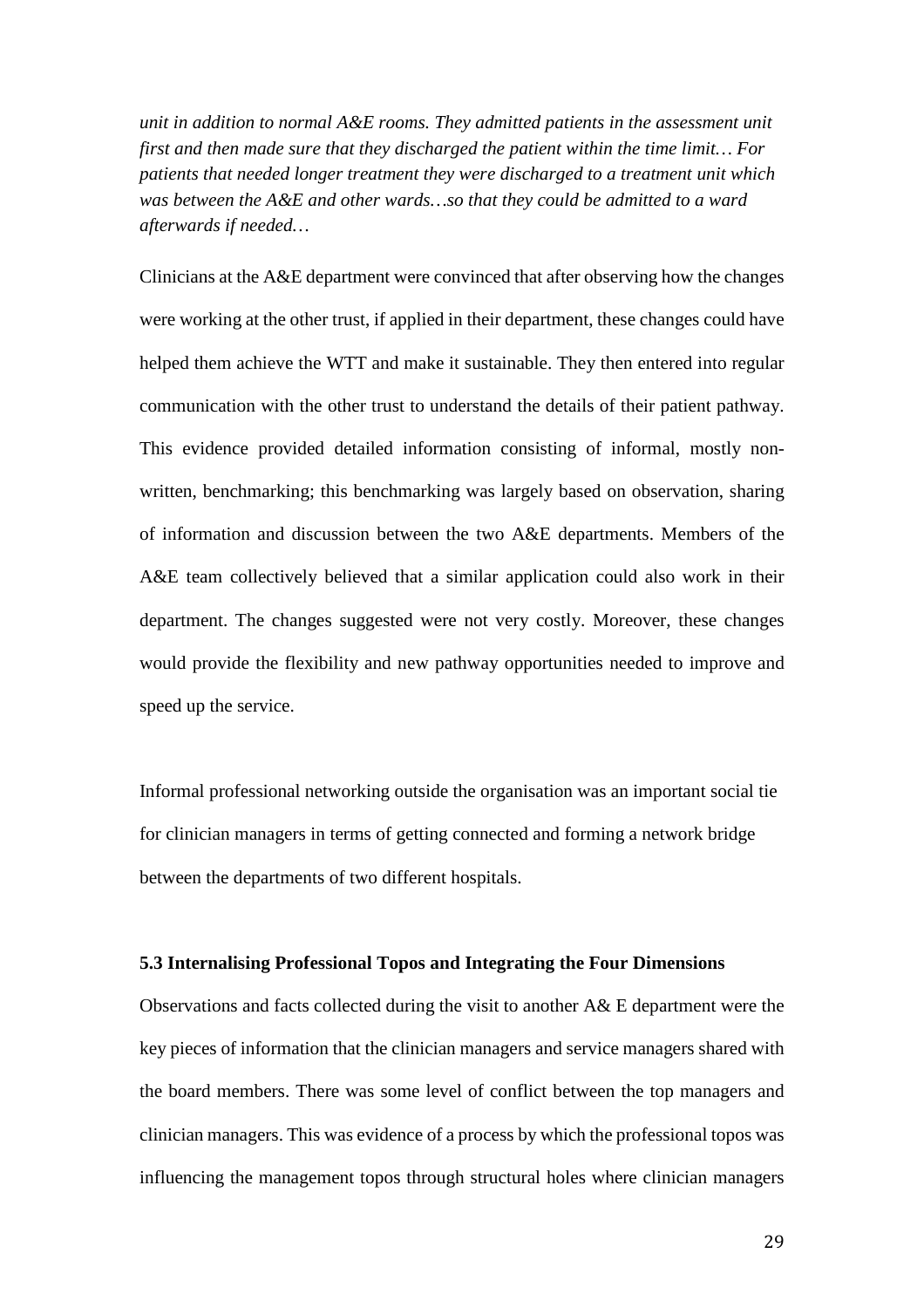*unit in addition to normal A&E rooms. They admitted patients in the assessment unit first and then made sure that they discharged the patient within the time limit… For patients that needed longer treatment they were discharged to a treatment unit which was between the A&E and other wards…so that they could be admitted to a ward afterwards if needed…*

Clinicians at the A&E department were convinced that after observing how the changes were working at the other trust, if applied in their department, these changes could have helped them achieve the WTT and make it sustainable. They then entered into regular communication with the other trust to understand the details of their patient pathway. This evidence provided detailed information consisting of informal, mostly non-written, benchmarking; this benchmarking was largely based on observation, sharing of information and discussion between the two A&E departments. Members of the A&E team collectively believed that a similar application could also work in their department. The changes suggested were not very costly. Moreover, these changes would provide the flexibility and new pathway opportunities needed to improve and speed up the service.

Informal professional networking outside the organisation was an important social tie for clinician managers in terms of getting connected and forming a network bridge between the departments of two different hospitals.

### 5.3 Internalising Professional Topos and Integrating the Four Dimensions

Observations and facts collected during the visit to another A& E department were the key pieces of information that the clinician managers and service managers shared with the board members. There was some level of conflict between the top managers and clinician managers. This was evidence of a process by which the professional topos was influencing the management topos through structural holes where clinician managers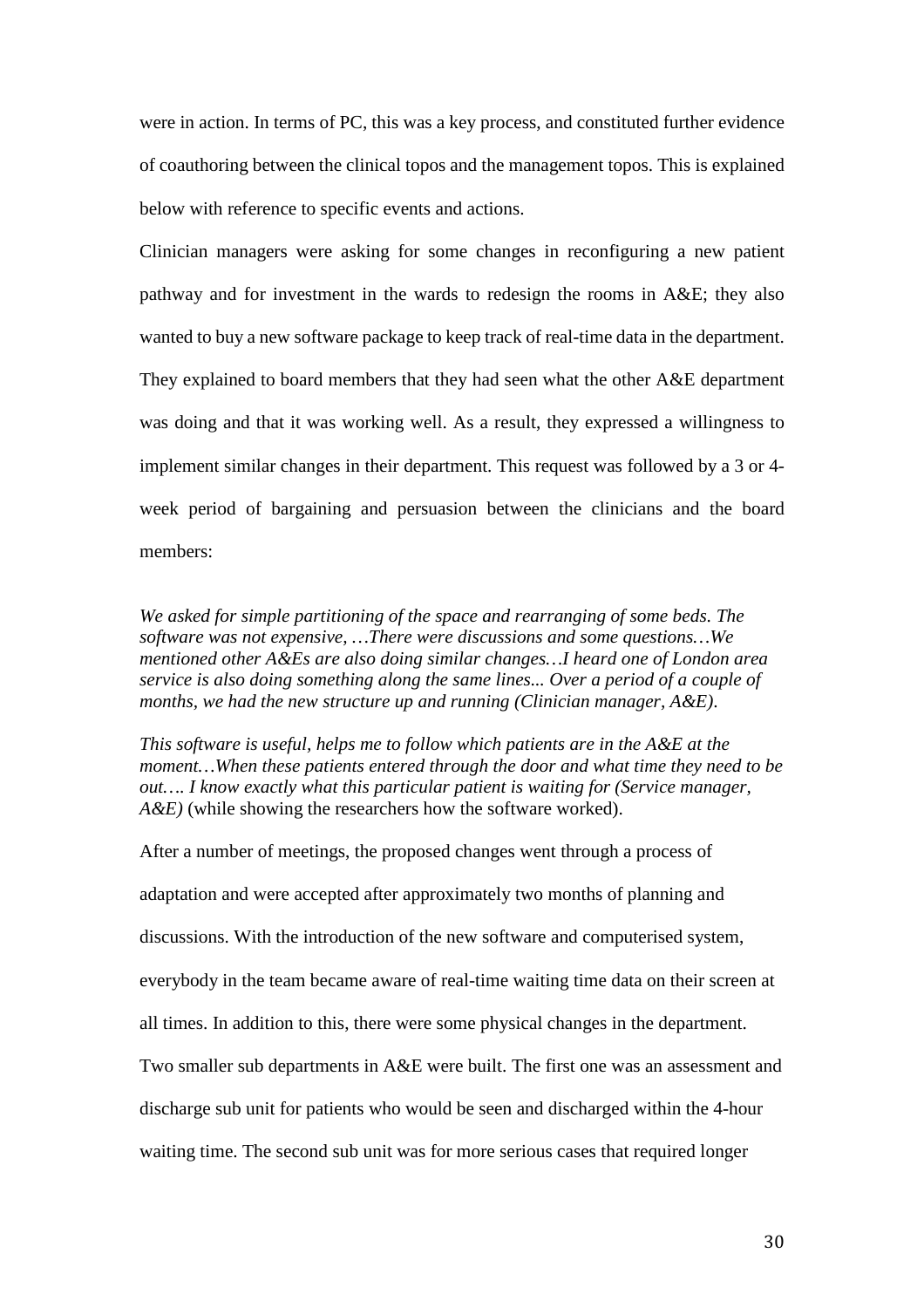were in action. In terms of PC, this was a key process, and constituted further evidence of coauthoring between the clinical topos and the management topos. This is explained below with reference to specific events and actions.

Clinician managers were asking for some changes in reconfiguring a new patient pathway and for investment in the wards to redesign the rooms in A&E; they also wanted to buy a new software package to keep track of real-time data in the department. They explained to board members that they had seen what the other A&E department was doing and that it was working well. As a result, they expressed a willingness to implement similar changes in their department. This request was followed by a 3 or 4-week period of bargaining and persuasion between the clinicians and the board members:

*We asked for simple partitioning of the space and rearranging of some beds. The software was not expensive, …There were discussions and some questions…We mentioned other A&Es are also doing similar changes…I heard one of London area service is also doing something along the same lines... Over a period of a couple of months, we had the new structure up and running (Clinician manager, A&E).*

*This software is useful, helps me to follow which patients are in the A&E at the moment…When these patients entered through the door and what time they need to be out…. I know exactly what this particular patient is waiting for (Service manager, A&E)* (while showing the researchers how the software worked).

After a number of meetings, the proposed changes went through a process of adaptation and were accepted after approximately two months of planning and discussions. With the introduction of the new software and computerised system, everybody in the team became aware of real-time waiting time data on their screen at all times. In addition to this, there were some physical changes in the department. Two smaller sub departments in A&E were built. The first one was an assessment and discharge sub unit for patients who would be seen and discharged within the 4-hour waiting time. The second sub unit was for more serious cases that required longer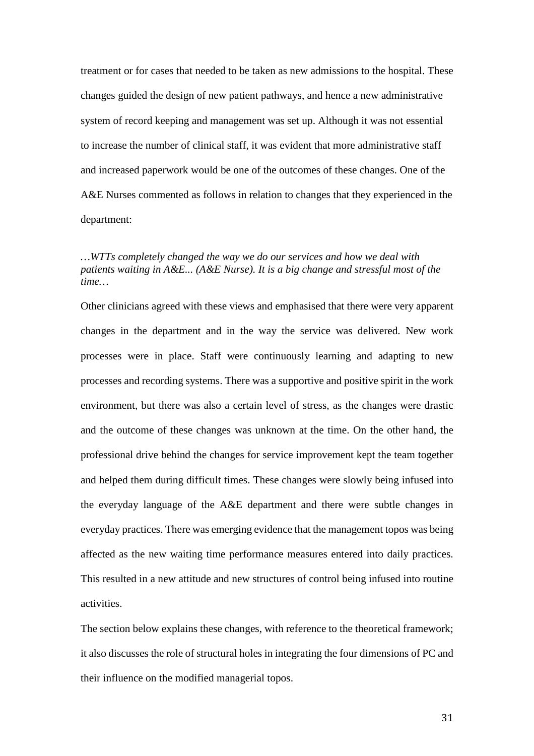treatment or for cases that needed to be taken as new admissions to the hospital. These changes guided the design of new patient pathways, and hence a new administrative system of record keeping and management was set up. Although it was not essential to increase the number of clinical staff, it was evident that more administrative staff and increased paperwork would be one of the outcomes of these changes. One of the A&E Nurses commented as follows in relation to changes that they experienced in the department:

*…WTTs completely changed the way we do our services and how we deal with patients waiting in A&E... (A&E Nurse). It is a big change and stressful most of the time…*

Other clinicians agreed with these views and emphasised that there were very apparent changes in the department and in the way the service was delivered. New work processes were in place. Staff were continuously learning and adapting to new processes and recording systems. There was a supportive and positive spirit in the work environment, but there was also a certain level of stress, as the changes were drastic and the outcome of these changes was unknown at the time. On the other hand, the professional drive behind the changes for service improvement kept the team together and helped them during difficult times. These changes were slowly being infused into the everyday language of the A&E department and there were subtle changes in everyday practices. There was emerging evidence that the management topos was being affected as the new waiting time performance measures entered into daily practices. This resulted in a new attitude and new structures of control being infused into routine activities.

The section below explains these changes, with reference to the theoretical framework; it also discusses the role of structural holes in integrating the four dimensions of PC and their influence on the modified managerial topos.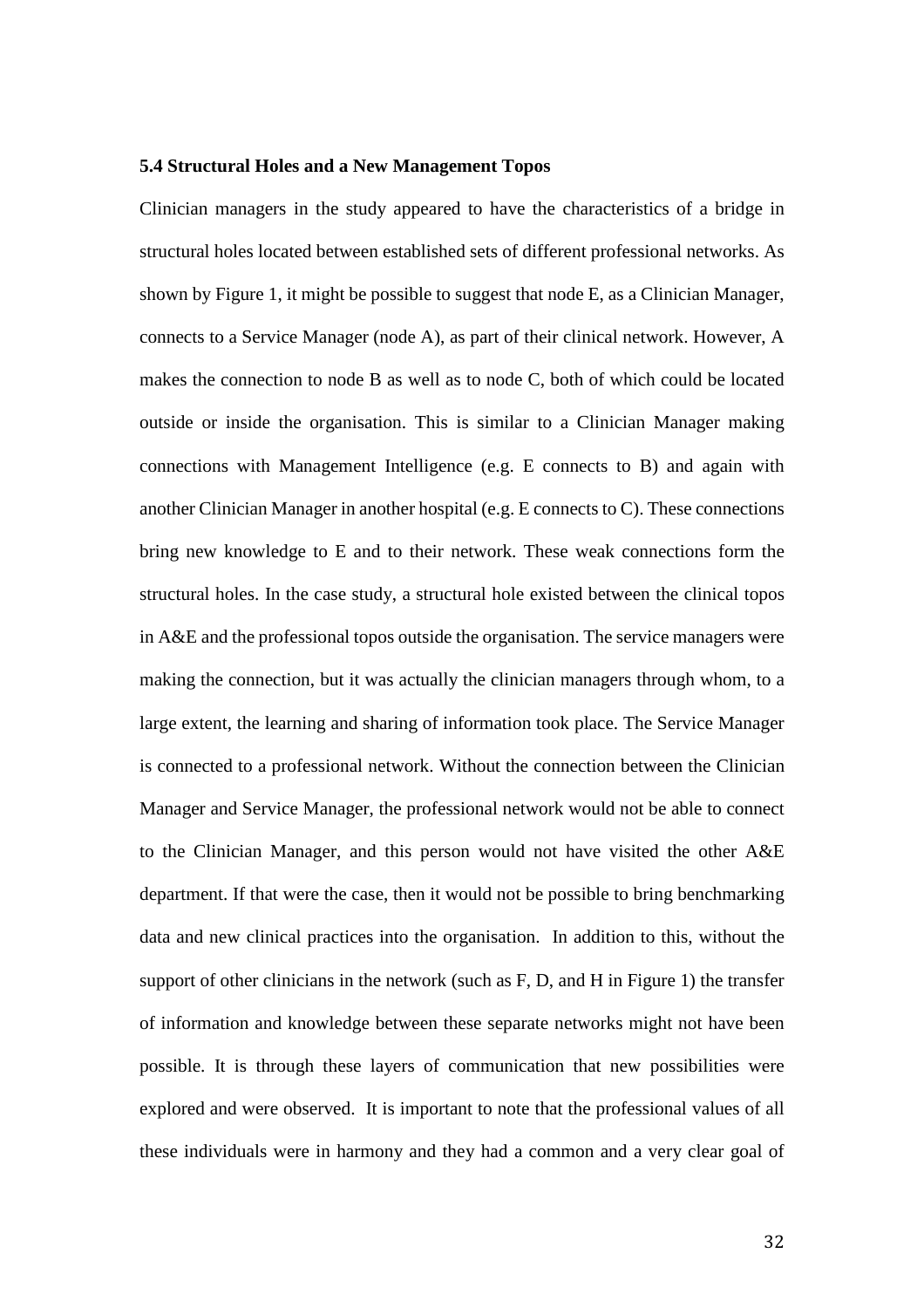### 5.4 Structural Holes and a New Management Topos

Clinician managers in the study appeared to have the characteristics of a bridge in structural holes located between established sets of different professional networks. As shown by Figure 1, it might be possible to suggest that node E, as a Clinician Manager, connects to a Service Manager (node A), as part of their clinical network. However, A makes the connection to node B as well as to node C, both of which could be located outside or inside the organisation. This is similar to a Clinician Manager making connections with Management Intelligence (e.g. E connects to B) and again with another Clinician Manager in another hospital (e.g. E connects to C). These connections bring new knowledge to E and to their network. These weak connections form the structural holes. In the case study, a structural hole existed between the clinical topos in A&E and the professional topos outside the organisation. The service managers were making the connection, but it was actually the clinician managers through whom, to a large extent, the learning and sharing of information took place. The Service Manager is connected to a professional network. Without the connection between the Clinician Manager and Service Manager, the professional network would not be able to connect to the Clinician Manager, and this person would not have visited the other A&E department. If that were the case, then it would not be possible to bring benchmarking data and new clinical practices into the organisation. In addition to this, without the support of other clinicians in the network (such as F, D, and H in Figure 1) the transfer of information and knowledge between these separate networks might not have been possible. It is through these layers of communication that new possibilities were explored and were observed. It is important to note that the professional values of all these individuals were in harmony and they had a common and a very clear goal of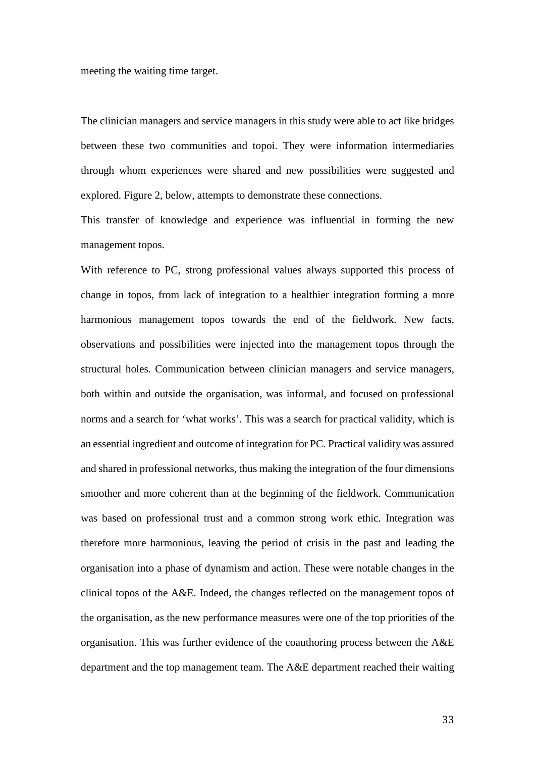meeting the waiting time target.

The clinician managers and service managers in this study were able to act like bridges between these two communities and topoi. They were information intermediaries through whom experiences were shared and new possibilities were suggested and explored. Figure 2, below, attempts to demonstrate these connections.

This transfer of knowledge and experience was influential in forming the new management topos.

With reference to PC, strong professional values always supported this process of change in topos, from lack of integration to a healthier integration forming a more harmonious management topos towards the end of the fieldwork. New facts, observations and possibilities were injected into the management topos through the structural holes. Communication between clinician managers and service managers, both within and outside the organisation, was informal, and focused on professional norms and a search for 'what works'. This was a search for practical validity, which is an essential ingredient and outcome of integration for PC. Practical validity was assured and shared in professional networks, thus making the integration of the four dimensions smoother and more coherent than at the beginning of the fieldwork. Communication was based on professional trust and a common strong work ethic. Integration was therefore more harmonious, leaving the period of crisis in the past and leading the organisation into a phase of dynamism and action. These were notable changes in the clinical topos of the A&E. Indeed, the changes reflected on the management topos of the organisation, as the new performance measures were one of the top priorities of the organisation. This was further evidence of the coauthoring process between the A&E department and the top management team. The A&E department reached their waiting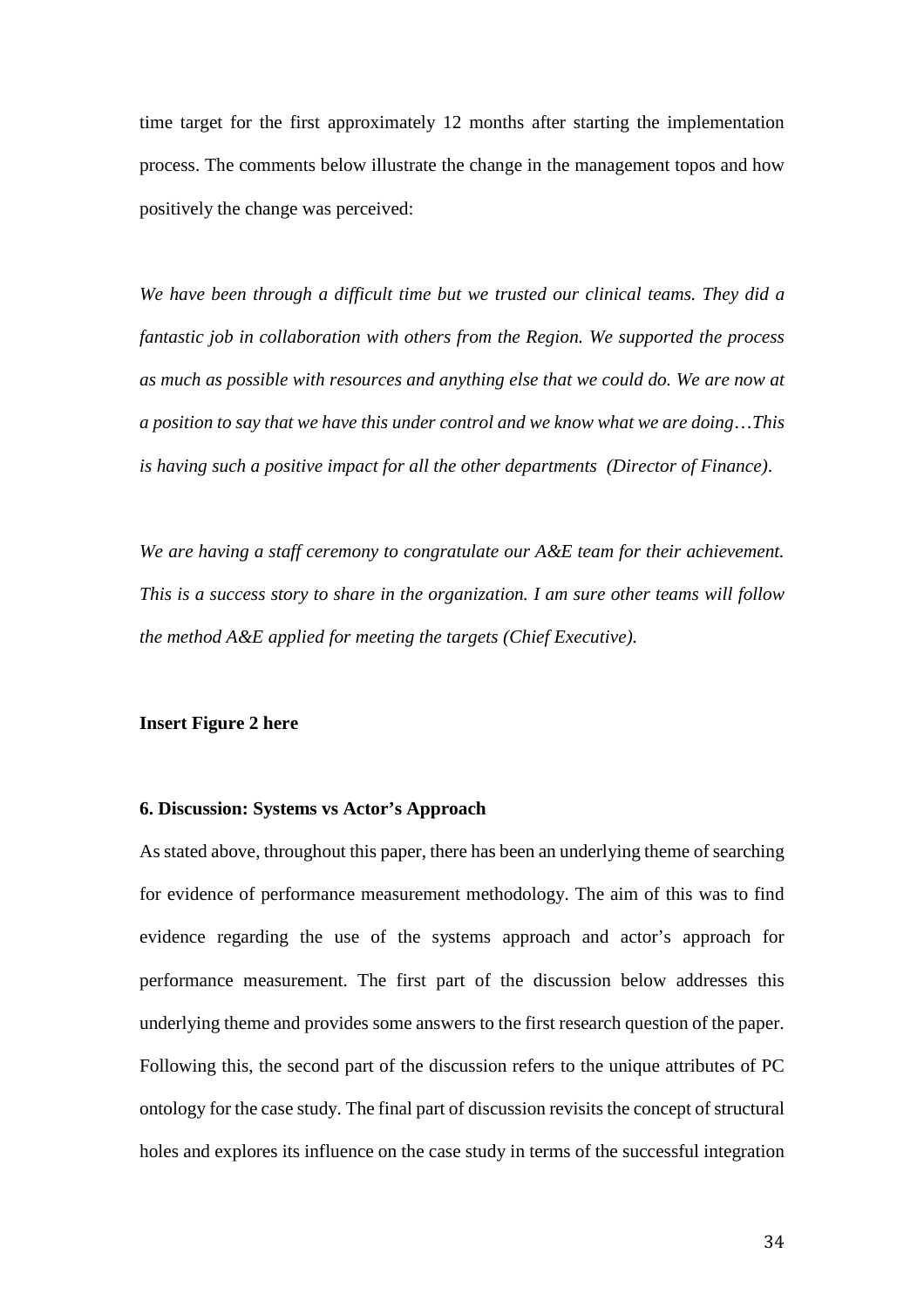time target for the first approximately 12 months after starting the implementation process. The comments below illustrate the change in the management topos and how positively the change was perceived:

*We have been through a difficult time but we trusted our clinical teams. They did a fantastic job in collaboration with others from the Region. We supported the process as much as possible with resources and anything else that we could do. We are now at a position to say that we have this under control and we know what we are doing…This is having such a positive impact for all the other departments (Director of Finance).*

*We are having a staff ceremony to congratulate our A&E team for their achievement. This is a success story to share in the organization. I am sure other teams will follow the method A&E applied for meeting the targets (Chief Executive).*

**Insert Figure 2 here**

### 6. Discussion: Systems vs Actor's Approach

As stated above, throughout this paper, there has been an underlying theme of searching for evidence of performance measurement methodology. The aim of this was to find evidence regarding the use of the systems approach and actor's approach for performance measurement. The first part of the discussion below addresses this underlying theme and provides some answers to the first research question of the paper. Following this, the second part of the discussion refers to the unique attributes of PC ontology for the case study. The final part of discussion revisits the concept of structural holes and explores its influence on the case study in terms of the successful integration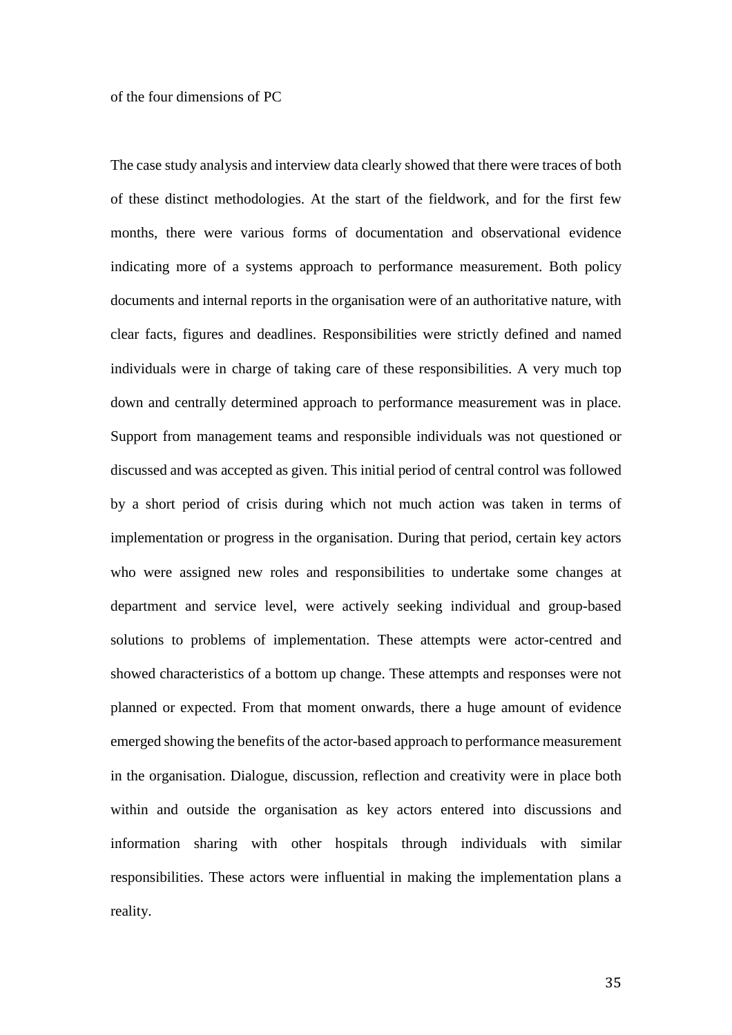of the four dimensions of PC

The case study analysis and interview data clearly showed that there were traces of both of these distinct methodologies. At the start of the fieldwork, and for the first few months, there were various forms of documentation and observational evidence indicating more of a systems approach to performance measurement. Both policy documents and internal reports in the organisation were of an authoritative nature, with clear facts, figures and deadlines. Responsibilities were strictly defined and named individuals were in charge of taking care of these responsibilities. A very much top down and centrally determined approach to performance measurement was in place. Support from management teams and responsible individuals was not questioned or discussed and was accepted as given. This initial period of central control was followed by a short period of crisis during which not much action was taken in terms of implementation or progress in the organisation. During that period, certain key actors who were assigned new roles and responsibilities to undertake some changes at department and service level, were actively seeking individual and group-based solutions to problems of implementation. These attempts were actor-centred and showed characteristics of a bottom up change. These attempts and responses were not planned or expected. From that moment onwards, there a huge amount of evidence emerged showing the benefits of the actor-based approach to performance measurement in the organisation. Dialogue, discussion, reflection and creativity were in place both within and outside the organisation as key actors entered into discussions and information sharing with other hospitals through individuals with similar responsibilities. These actors were influential in making the implementation plans a reality.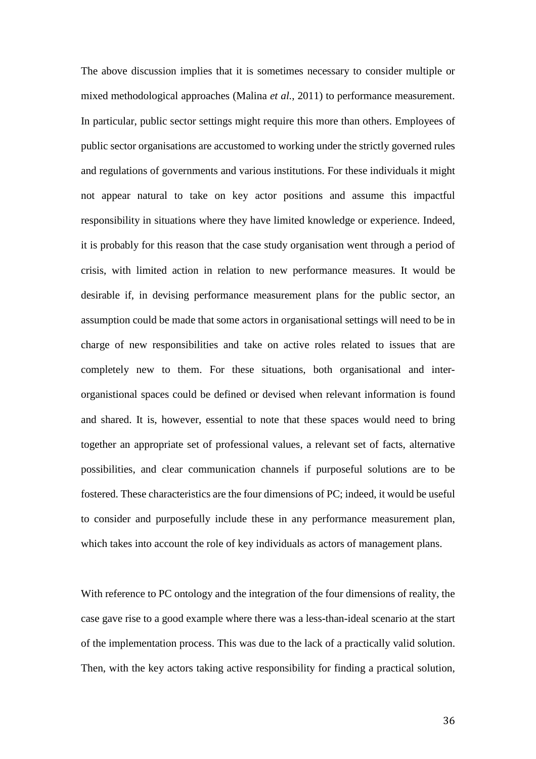The above discussion implies that it is sometimes necessary to consider multiple or mixed methodological approaches (Malina *et al.*, 2011) to performance measurement. In particular, public sector settings might require this more than others. Employees of public sector organisations are accustomed to working under the strictly governed rules and regulations of governments and various institutions. For these individuals it might not appear natural to take on key actor positions and assume this impactful responsibility in situations where they have limited knowledge or experience. Indeed, it is probably for this reason that the case study organisation went through a period of crisis, with limited action in relation to new performance measures. It would be desirable if, in devising performance measurement plans for the public sector, an assumption could be made that some actors in organisational settings will need to be in charge of new responsibilities and take on active roles related to issues that are completely new to them. For these situations, both organisational and inter-organistional spaces could be defined or devised when relevant information is found and shared. It is, however, essential to note that these spaces would need to bring together an appropriate set of professional values, a relevant set of facts, alternative possibilities, and clear communication channels if purposeful solutions are to be fostered. These characteristics are the four dimensions of PC; indeed, it would be useful to consider and purposefully include these in any performance measurement plan, which takes into account the role of key individuals as actors of management plans.

With reference to PC ontology and the integration of the four dimensions of reality, the case gave rise to a good example where there was a less-than-ideal scenario at the start of the implementation process. This was due to the lack of a practically valid solution. Then, with the key actors taking active responsibility for finding a practical solution,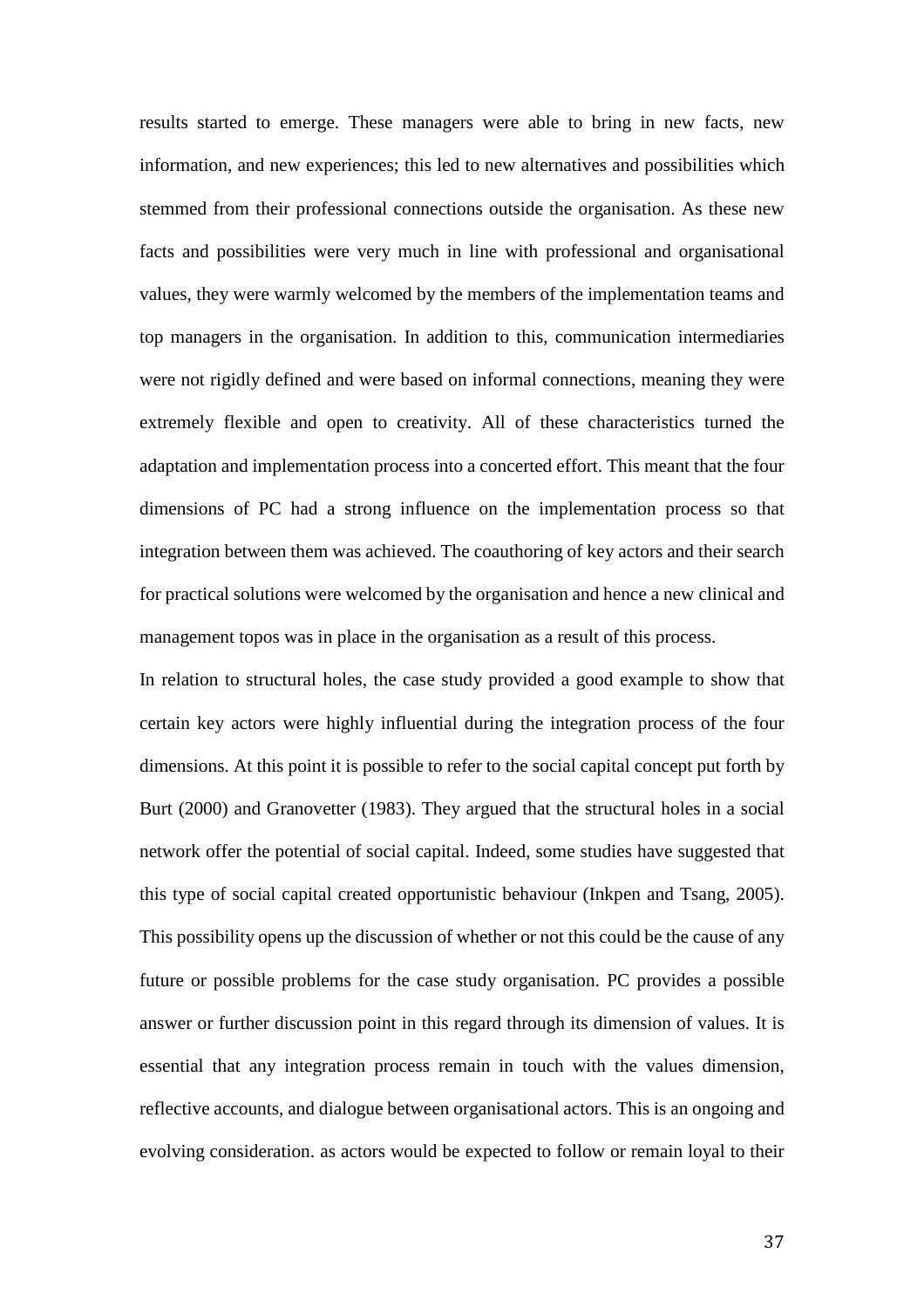results started to emerge. These managers were able to bring in new facts, new information, and new experiences; this led to new alternatives and possibilities which stemmed from their professional connections outside the organisation. As these new facts and possibilities were very much in line with professional and organisational values, they were warmly welcomed by the members of the implementation teams and top managers in the organisation. In addition to this, communication intermediaries were not rigidly defined and were based on informal connections, meaning they were extremely flexible and open to creativity. All of these characteristics turned the adaptation and implementation process into a concerted effort. This meant that the four dimensions of PC had a strong influence on the implementation process so that integration between them was achieved. The coauthoring of key actors and their search for practical solutions were welcomed by the organisation and hence a new clinical and management topos was in place in the organisation as a result of this process.

In relation to structural holes, the case study provided a good example to show that certain key actors were highly influential during the integration process of the four dimensions. At this point it is possible to refer to the social capital concept put forth by Burt (2000) and Granovetter (1983). They argued that the structural holes in a social network offer the potential of social capital. Indeed, some studies have suggested that this type of social capital created opportunistic behaviour (Inkpen and Tsang, 2005). This possibility opens up the discussion of whether or not this could be the cause of any future or possible problems for the case study organisation. PC provides a possible answer or further discussion point in this regard through its dimension of values. It is essential that any integration process remain in touch with the values dimension, reflective accounts, and dialogue between organisational actors. This is an ongoing and evolving consideration. as actors would be expected to follow or remain loyal to their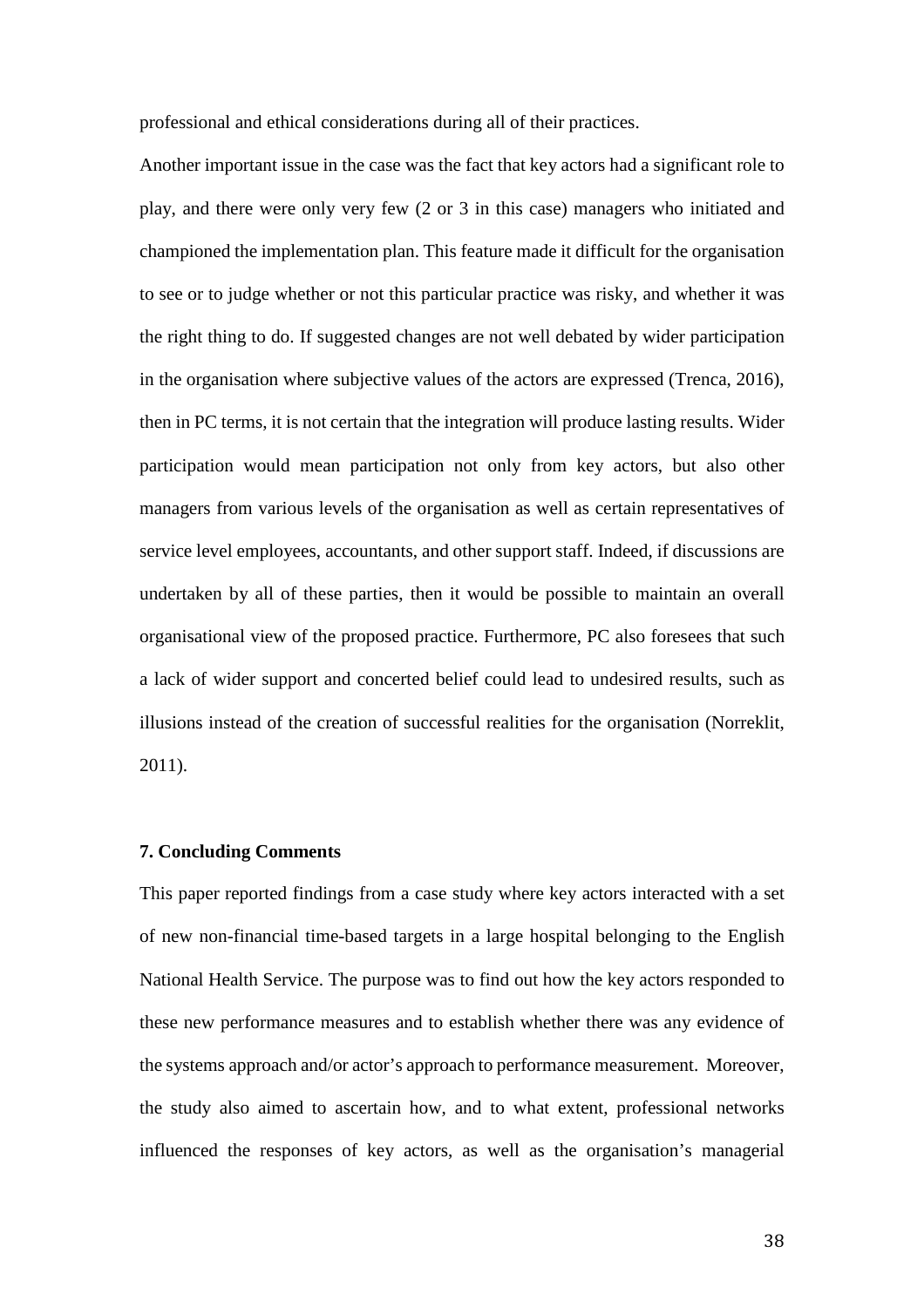professional and ethical considerations during all of their practices.

Another important issue in the case was the fact that key actors had a significant role to play, and there were only very few (2 or 3 in this case) managers who initiated and championed the implementation plan. This feature made it difficult for the organisation to see or to judge whether or not this particular practice was risky, and whether it was the right thing to do. If suggested changes are not well debated by wider participation in the organisation where subjective values of the actors are expressed (Trenca, 2016), then in PC terms, it is not certain that the integration will produce lasting results. Wider participation would mean participation not only from key actors, but also other managers from various levels of the organisation as well as certain representatives of service level employees, accountants, and other support staff. Indeed, if discussions are undertaken by all of these parties, then it would be possible to maintain an overall organisational view of the proposed practice. Furthermore, PC also foresees that such a lack of wider support and concerted belief could lead to undesired results, such as illusions instead of the creation of successful realities for the organisation (Norreklit, 2011).

## 7. Concluding Comments

This paper reported findings from a case study where key actors interacted with a set of new non-financial time-based targets in a large hospital belonging to the English National Health Service. The purpose was to find out how the key actors responded to these new performance measures and to establish whether there was any evidence of the systems approach and/or actor's approach to performance measurement. Moreover, the study also aimed to ascertain how, and to what extent, professional networks influenced the responses of key actors, as well as the organisation's managerial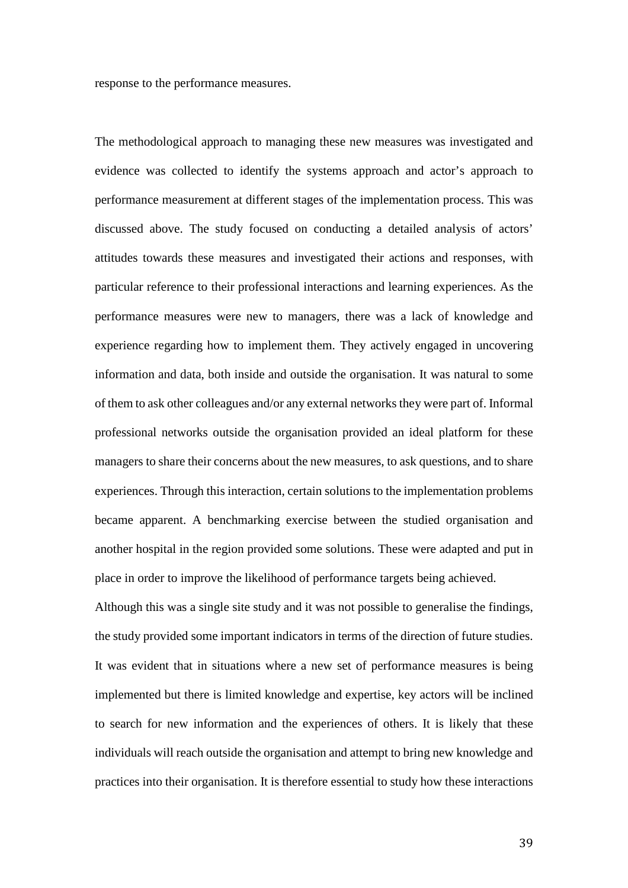response to the performance measures.

The methodological approach to managing these new measures was investigated and evidence was collected to identify the systems approach and actor's approach to performance measurement at different stages of the implementation process. This was discussed above. The study focused on conducting a detailed analysis of actors' attitudes towards these measures and investigated their actions and responses, with particular reference to their professional interactions and learning experiences. As the performance measures were new to managers, there was a lack of knowledge and experience regarding how to implement them. They actively engaged in uncovering information and data, both inside and outside the organisation. It was natural to some of them to ask other colleagues and/or any external networks they were part of. Informal professional networks outside the organisation provided an ideal platform for these managers to share their concerns about the new measures, to ask questions, and to share experiences. Through this interaction, certain solutions to the implementation problems became apparent. A benchmarking exercise between the studied organisation and another hospital in the region provided some solutions. These were adapted and put in place in order to improve the likelihood of performance targets being achieved.

Although this was a single site study and it was not possible to generalise the findings, the study provided some important indicators in terms of the direction of future studies. It was evident that in situations where a new set of performance measures is being implemented but there is limited knowledge and expertise, key actors will be inclined to search for new information and the experiences of others. It is likely that these individuals will reach outside the organisation and attempt to bring new knowledge and practices into their organisation. It is therefore essential to study how these interactions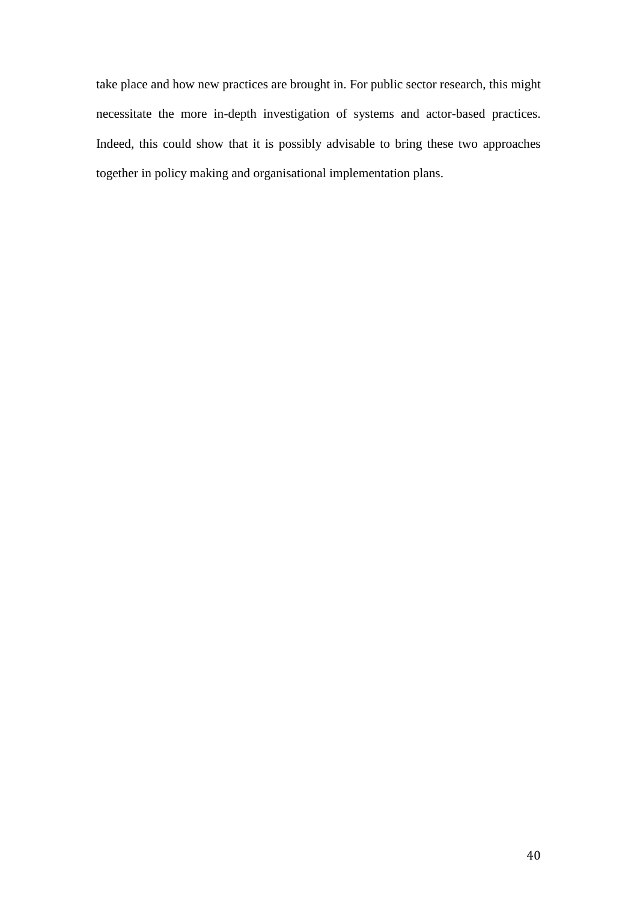take place and how new practices are brought in. For public sector research, this might necessitate the more in-depth investigation of systems and actor-based practices. Indeed, this could show that it is possibly advisable to bring these two approaches together in policy making and organisational implementation plans.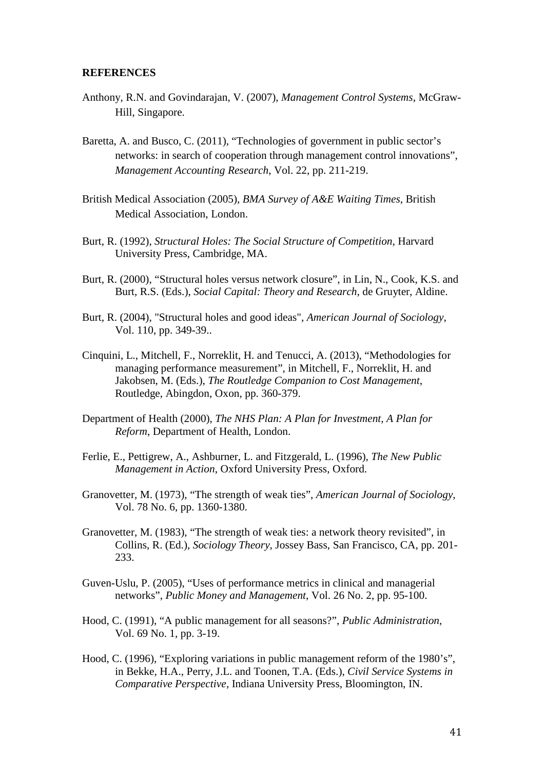**REFERENCES**

Anthony, R.N. and Govindarajan, V. (2007), *Management Control Systems*, McGraw-Hill, Singapore.

Baretta, A. and Busco, C. (2011), "Technologies of government in public sector's networks: in search of cooperation through management control innovations", *Management Accounting Research*, Vol. 22, pp. 211-219.

British Medical Association (2005), *BMA Survey of A&E Waiting Times*, British Medical Association, London.

Burt, R. (1992), *Structural Holes: The Social Structure of Competition*, Harvard University Press, Cambridge, MA.

Burt, R. (2000), "Structural holes versus network closure", in Lin, N., Cook, K.S. and Burt, R.S. (Eds.), *Social Capital: Theory and Research*, de Gruyter, Aldine.

Burt, R. (2004), "Structural holes and good ideas", *American Journal of Sociology*, Vol. 110, pp. 349-39..

Cinquini, L., Mitchell, F., Norreklit, H. and Tenucci, A. (2013), "Methodologies for managing performance measurement", in Mitchell, F., Norreklit, H. and Jakobsen, M. (Eds.), *The Routledge Companion to Cost Management*, Routledge, Abingdon, Oxon, pp. 360-379.

Department of Health (2000), *The NHS Plan: A Plan for Investment, A Plan for Reform*, Department of Health, London.

Ferlie, E., Pettigrew, A., Ashburner, L. and Fitzgerald, L. (1996), *The New Public Management in Action*, Oxford University Press, Oxford.

Granovetter, M. (1973), "The strength of weak ties", *American Journal of Sociology*, Vol. 78 No. 6, pp. 1360-1380.

Granovetter, M. (1983), "The strength of weak ties: a network theory revisited", in Collins, R. (Ed.), *Sociology Theory*, Jossey Bass, San Francisco, CA, pp. 201-233.

Guven-Uslu, P. (2005), "Uses of performance metrics in clinical and managerial networks", *Public Money and Management*, Vol. 26 No. 2, pp. 95-100.

Hood, C. (1991), "A public management for all seasons?", *Public Administration*, Vol. 69 No. 1, pp. 3-19.

Hood, C. (1996), "Exploring variations in public management reform of the 1980's", in Bekke, H.A., Perry, J.L. and Toonen, T.A. (Eds.), *Civil Service Systems in Comparative Perspective*, Indiana University Press, Bloomington, IN.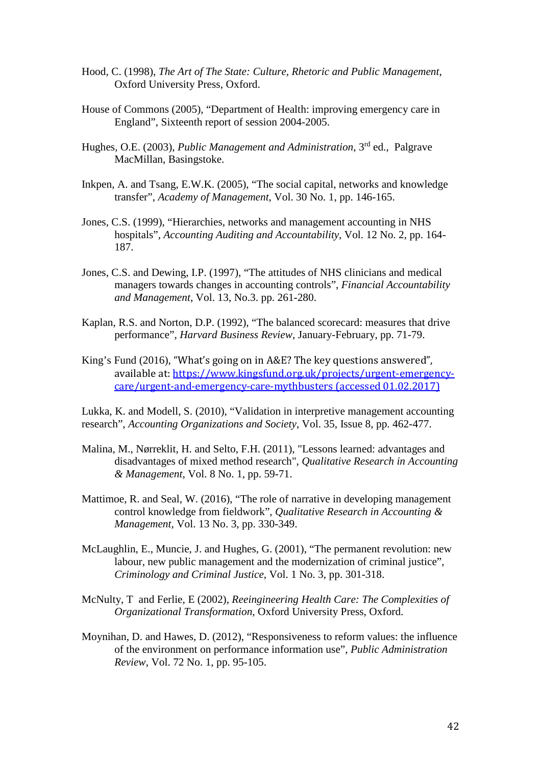Hood, C. (1998), *The Art of The State: Culture, Rhetoric and Public Management*, Oxford University Press, Oxford.

House of Commons (2005), "Department of Health: improving emergency care in England", Sixteenth report of session 2004-2005.

Hughes, O.E. (2003), *Public Management and Administration*, 3rd ed., Palgrave MacMillan, Basingstoke.

Inkpen, A. and Tsang, E.W.K. (2005), "The social capital, networks and knowledge transfer", *Academy of Management*, Vol. 30 No. 1, pp. 146-165.

Jones, C.S. (1999), "Hierarchies, networks and management accounting in NHS hospitals", *Accounting Auditing and Accountability*, Vol. 12 No. 2, pp. 164-187.

Jones, C.S. and Dewing, I.P. (1997), "The attitudes of NHS clinicians and medical managers towards changes in accounting controls", *Financial Accountability and Management*, Vol. 13, No.3. pp. 261-280.

Kaplan, R.S. and Norton, D.P. (1992), "The balanced scorecard: measures that drive performance", *Harvard Business Review*, January-February, pp. 71-79.

King's Fund (2016), "What's going on in A&E? The key questions answered", available at: https://www.kingsfund.org.uk/projects/urgent-emergency-care/urgent-and-emergency-care-mythbusters (accessed 01.02.2017)

Lukka, K. and Modell, S. (2010), "Validation in interpretive management accounting research", *Accounting Organizations and Society*, Vol. 35, Issue 8, pp. 462-477.

Malina, M., Nørreklit, H. and Selto, F.H. (2011), "Lessons learned: advantages and disadvantages of mixed method research", *Qualitative Research in Accounting & Management*, Vol. 8 No. 1, pp. 59-71.

Mattimoe, R. and Seal, W. (2016), "The role of narrative in developing management control knowledge from fieldwork", *Qualitative Research in Accounting & Management*, Vol. 13 No. 3, pp. 330-349.

McLaughlin, E., Muncie, J. and Hughes, G. (2001), "The permanent revolution: new labour, new public management and the modernization of criminal justice", *Criminology and Criminal Justice*, Vol. 1 No. 3, pp. 301-318.

McNulty, T and Ferlie, E (2002), *Reeingineering Health Care: The Complexities of Organizational Transformation*, Oxford University Press, Oxford.

Moynihan, D. and Hawes, D. (2012), "Responsiveness to reform values: the influence of the environment on performance information use", *Public Administration Review*, Vol. 72 No. 1, pp. 95-105.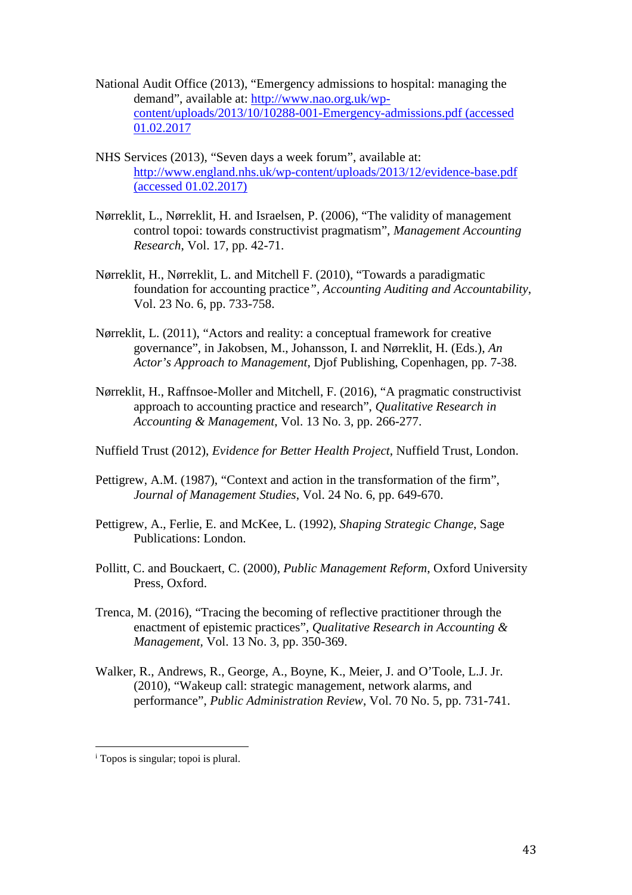National Audit Office (2013), “Emergency admissions to hospital: managing the demand”, available at: http://www.nao.org.uk/wp-content/uploads/2013/10/10288-001-Emergency-admissions.pdf (accessed 01.02.2017

NHS Services (2013), “Seven days a week forum”, available at: http://www.england.nhs.uk/wp-content/uploads/2013/12/evidence-base.pdf (accessed 01.02.2017)

Nørreklit, L., Nørreklit, H. and Israelsen, P. (2006), “The validity of management control topoi: towards constructivist pragmatism”, *Management Accounting Research*, Vol. 17, pp. 42-71.

Nørreklit, H., Nørreklit, L. and Mitchell F. (2010), “Towards a paradigmatic foundation for accounting practice”, *Accounting Auditing and Accountability*, Vol. 23 No. 6, pp. 733-758.

Nørreklit, L. (2011), “Actors and reality: a conceptual framework for creative governance”, in Jakobsen, M., Johansson, I. and Nørreklit, H. (Eds.), *An Actor's Approach to Management*, Djof Publishing, Copenhagen, pp. 7-38.

Nørreklit, H., Raffnsoe-Moller and Mitchell, F. (2016), “A pragmatic constructivist approach to accounting practice and research”, *Qualitative Research in Accounting & Management*, Vol. 13 No. 3, pp. 266-277.

Nuffield Trust (2012), *Evidence for Better Health Project*, Nuffield Trust, London.

Pettigrew, A.M. (1987), “Context and action in the transformation of the firm”, *Journal of Management Studies*, Vol. 24 No. 6, pp. 649-670.

Pettigrew, A., Ferlie, E. and McKee, L. (1992), *Shaping Strategic Change*, Sage Publications: London.

Pollitt, C. and Bouckaert, C. (2000), *Public Management Reform*, Oxford University Press, Oxford.

Trenca, M. (2016), “Tracing the becoming of reflective practitioner through the enactment of epistemic practices”, *Qualitative Research in Accounting & Management*, Vol. 13 No. 3, pp. 350-369.

Walker, R., Andrews, R., George, A., Boyne, K., Meier, J. and O'Toole, L.J. Jr. (2010), “Wakeup call: strategic management, network alarms, and performance”, *Public Administration Review*, Vol. 70 No. 5, pp. 731-741.

---

[i] Topos is singular; topoi is plural.